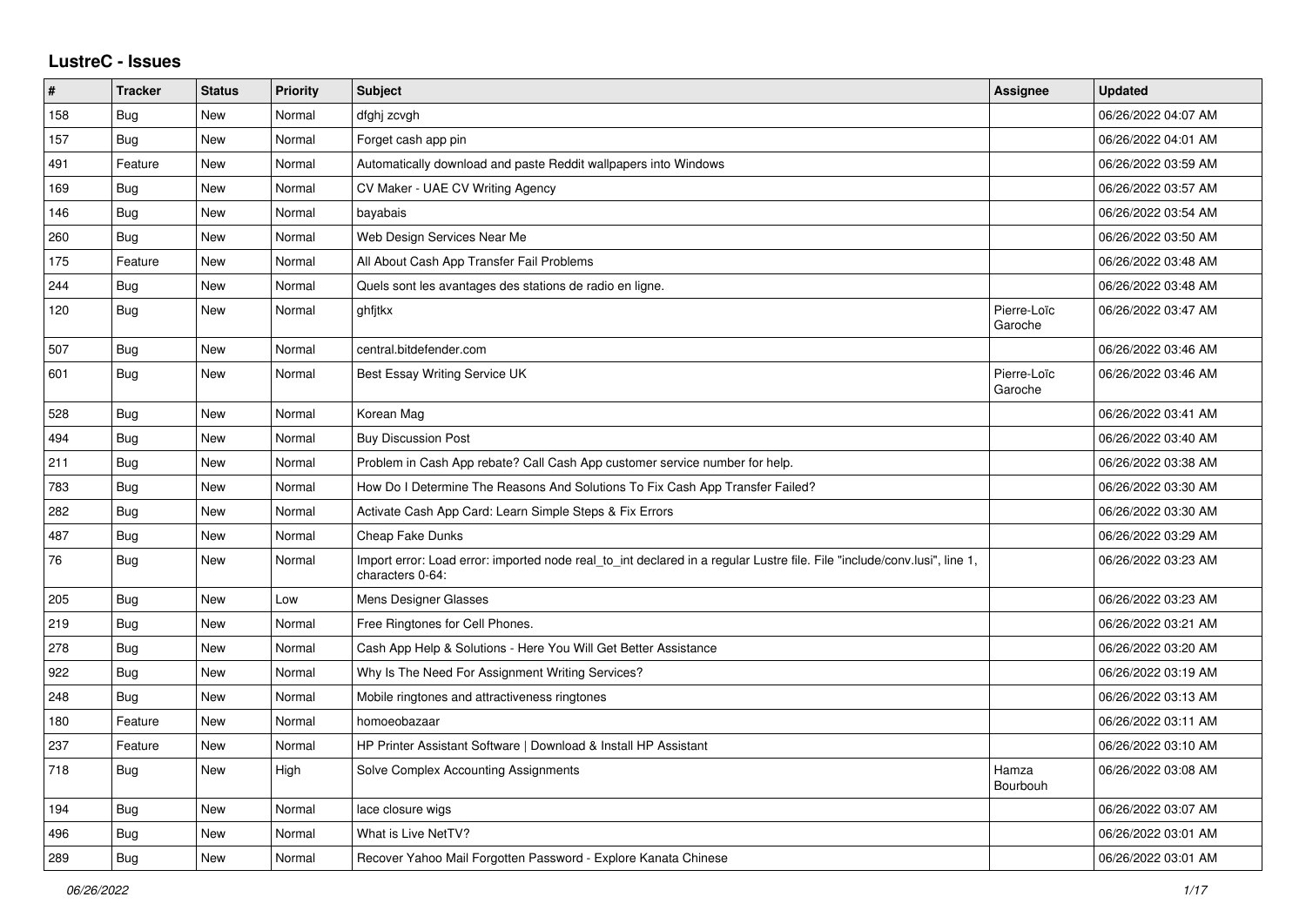## LustreC - Issues

| # | Tracker | Status | Priority | Subject | Assignee | Updated |
|---|---|---|---|---|---|---|
| 158 | Bug | New | Normal | dfghj zcvgh | | 06/26/2022 04:07 AM |
| 157 | Bug | New | Normal | Forget cash app pin | | 06/26/2022 04:01 AM |
| 491 | Feature | New | Normal | Automatically download and paste Reddit wallpapers into Windows | | 06/26/2022 03:59 AM |
| 169 | Bug | New | Normal | CV Maker - UAE CV Writing Agency | | 06/26/2022 03:57 AM |
| 146 | Bug | New | Normal | bayabais | | 06/26/2022 03:54 AM |
| 260 | Bug | New | Normal | Web Design Services Near Me | | 06/26/2022 03:50 AM |
| 175 | Feature | New | Normal | All About Cash App Transfer Fail Problems | | 06/26/2022 03:48 AM |
| 244 | Bug | New | Normal | Quels sont les avantages des stations de radio en ligne. | | 06/26/2022 03:48 AM |
| 120 | Bug | New | Normal | ghfjtkx | Pierre-Loïc Garoche | 06/26/2022 03:47 AM |
| 507 | Bug | New | Normal | central.bitdefender.com | | 06/26/2022 03:46 AM |
| 601 | Bug | New | Normal | Best Essay Writing Service UK | Pierre-Loïc Garoche | 06/26/2022 03:46 AM |
| 528 | Bug | New | Normal | Korean Mag | | 06/26/2022 03:41 AM |
| 494 | Bug | New | Normal | Buy Discussion Post | | 06/26/2022 03:40 AM |
| 211 | Bug | New | Normal | Problem in Cash App rebate? Call Cash App customer service number for help. | | 06/26/2022 03:38 AM |
| 783 | Bug | New | Normal | How Do I Determine The Reasons And Solutions To Fix Cash App Transfer Failed? | | 06/26/2022 03:30 AM |
| 282 | Bug | New | Normal | Activate Cash App Card: Learn Simple Steps & Fix Errors | | 06/26/2022 03:30 AM |
| 487 | Bug | New | Normal | Cheap Fake Dunks | | 06/26/2022 03:29 AM |
| 76 | Bug | New | Normal | Import error: Load error: imported node real_to_int declared in a regular Lustre file. File "include/conv.lusi", line 1, characters 0-64: | | 06/26/2022 03:23 AM |
| 205 | Bug | New | Low | Mens Designer Glasses | | 06/26/2022 03:23 AM |
| 219 | Bug | New | Normal | Free Ringtones for Cell Phones. | | 06/26/2022 03:21 AM |
| 278 | Bug | New | Normal | Cash App Help & Solutions - Here You Will Get Better Assistance | | 06/26/2022 03:20 AM |
| 922 | Bug | New | Normal | Why Is The Need For Assignment Writing Services? | | 06/26/2022 03:19 AM |
| 248 | Bug | New | Normal | Mobile ringtones and attractiveness ringtones | | 06/26/2022 03:13 AM |
| 180 | Feature | New | Normal | homoeobazaar | | 06/26/2022 03:11 AM |
| 237 | Feature | New | Normal | HP Printer Assistant Software \| Download & Install HP Assistant | | 06/26/2022 03:10 AM |
| 718 | Bug | New | High | Solve Complex Accounting Assignments | Hamza Bourbouh | 06/26/2022 03:08 AM |
| 194 | Bug | New | Normal | lace closure wigs | | 06/26/2022 03:07 AM |
| 496 | Bug | New | Normal | What is Live NetTV? | | 06/26/2022 03:01 AM |
| 289 | Bug | New | Normal | Recover Yahoo Mail Forgotten Password - Explore Kanata Chinese | | 06/26/2022 03:01 AM |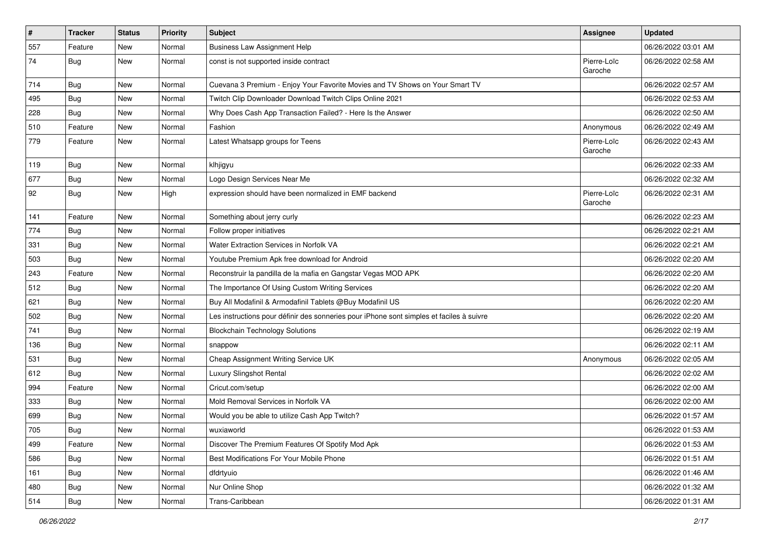| # | Tracker | Status | Priority | Subject | Assignee | Updated |
|---|---|---|---|---|---|---|
| 557 | Feature | New | Normal | Business Law Assignment Help | | 06/26/2022 03:01 AM |
| 74 | Bug | New | Normal | const is not supported inside contract | Pierre-Loïc Garoche | 06/26/2022 02:58 AM |
| 714 | Bug | New | Normal | Cuevana 3 Premium - Enjoy Your Favorite Movies and TV Shows on Your Smart TV | | 06/26/2022 02:57 AM |
| 495 | Bug | New | Normal | Twitch Clip Downloader Download Twitch Clips Online 2021 | | 06/26/2022 02:53 AM |
| 228 | Bug | New | Normal | Why Does Cash App Transaction Failed? - Here Is the Answer | | 06/26/2022 02:50 AM |
| 510 | Feature | New | Normal | Fashion | Anonymous | 06/26/2022 02:49 AM |
| 779 | Feature | New | Normal | Latest Whatsapp groups for Teens | Pierre-Loïc Garoche | 06/26/2022 02:43 AM |
| 119 | Bug | New | Normal | klhjigyu | | 06/26/2022 02:33 AM |
| 677 | Bug | New | Normal | Logo Design Services Near Me | | 06/26/2022 02:32 AM |
| 92 | Bug | New | High | expression should have been normalized in EMF backend | Pierre-Loïc Garoche | 06/26/2022 02:31 AM |
| 141 | Feature | New | Normal | Something about jerry curly | | 06/26/2022 02:23 AM |
| 774 | Bug | New | Normal | Follow proper initiatives | | 06/26/2022 02:21 AM |
| 331 | Bug | New | Normal | Water Extraction Services in Norfolk VA | | 06/26/2022 02:21 AM |
| 503 | Bug | New | Normal | Youtube Premium Apk free download for Android | | 06/26/2022 02:20 AM |
| 243 | Feature | New | Normal | Reconstruir la pandilla de la mafia en Gangstar Vegas MOD APK | | 06/26/2022 02:20 AM |
| 512 | Bug | New | Normal | The Importance Of Using Custom Writing Services | | 06/26/2022 02:20 AM |
| 621 | Bug | New | Normal | Buy All Modafinil & Armodafinil Tablets @Buy Modafinil US | | 06/26/2022 02:20 AM |
| 502 | Bug | New | Normal | Les instructions pour définir des sonneries pour iPhone sont simples et faciles à suivre | | 06/26/2022 02:20 AM |
| 741 | Bug | New | Normal | Blockchain Technology Solutions | | 06/26/2022 02:19 AM |
| 136 | Bug | New | Normal | snappow | | 06/26/2022 02:11 AM |
| 531 | Bug | New | Normal | Cheap Assignment Writing Service UK | Anonymous | 06/26/2022 02:05 AM |
| 612 | Bug | New | Normal | Luxury Slingshot Rental | | 06/26/2022 02:02 AM |
| 994 | Feature | New | Normal | Cricut.com/setup | | 06/26/2022 02:00 AM |
| 333 | Bug | New | Normal | Mold Removal Services in Norfolk VA | | 06/26/2022 02:00 AM |
| 699 | Bug | New | Normal | Would you be able to utilize Cash App Twitch? | | 06/26/2022 01:57 AM |
| 705 | Bug | New | Normal | wuxiaworld | | 06/26/2022 01:53 AM |
| 499 | Feature | New | Normal | Discover The Premium Features Of Spotify Mod Apk | | 06/26/2022 01:53 AM |
| 586 | Bug | New | Normal | Best Modifications For Your Mobile Phone | | 06/26/2022 01:51 AM |
| 161 | Bug | New | Normal | dfdrtyuio | | 06/26/2022 01:46 AM |
| 480 | Bug | New | Normal | Nur Online Shop | | 06/26/2022 01:32 AM |
| 514 | Bug | New | Normal | Trans-Caribbean | | 06/26/2022 01:31 AM |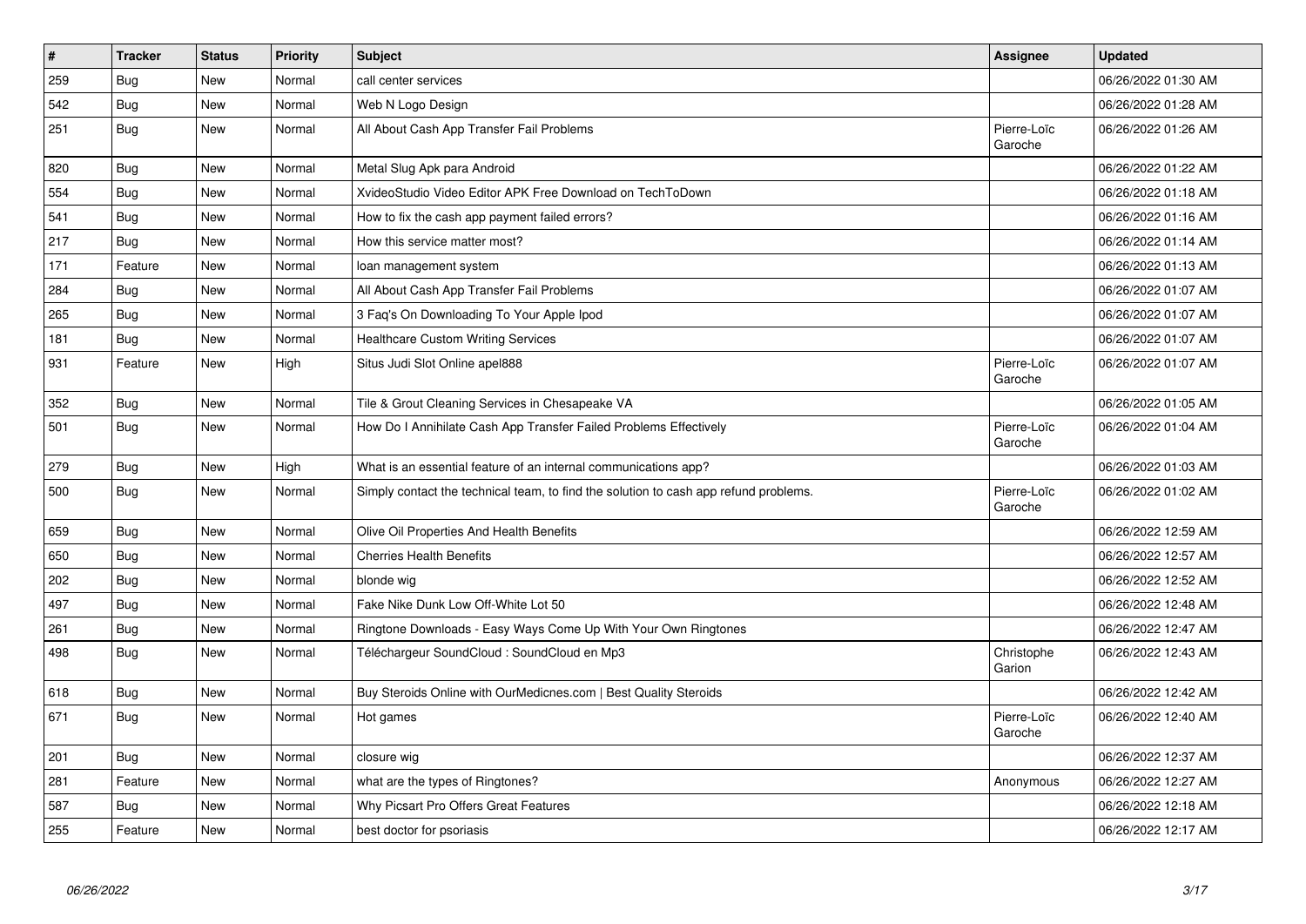| # | Tracker | Status | Priority | Subject | Assignee | Updated |
|---|---|---|---|---|---|---|
| 259 | Bug | New | Normal | call center services | | 06/26/2022 01:30 AM |
| 542 | Bug | New | Normal | Web N Logo Design | | 06/26/2022 01:28 AM |
| 251 | Bug | New | Normal | All About Cash App Transfer Fail Problems | Pierre-Loïc Garoche | 06/26/2022 01:26 AM |
| 820 | Bug | New | Normal | Metal Slug Apk para Android | | 06/26/2022 01:22 AM |
| 554 | Bug | New | Normal | XvideoStudio Video Editor APK Free Download on TechToDown | | 06/26/2022 01:18 AM |
| 541 | Bug | New | Normal | How to fix the cash app payment failed errors? | | 06/26/2022 01:16 AM |
| 217 | Bug | New | Normal | How this service matter most? | | 06/26/2022 01:14 AM |
| 171 | Feature | New | Normal | loan management system | | 06/26/2022 01:13 AM |
| 284 | Bug | New | Normal | All About Cash App Transfer Fail Problems | | 06/26/2022 01:07 AM |
| 265 | Bug | New | Normal | 3 Faq's On Downloading To Your Apple Ipod | | 06/26/2022 01:07 AM |
| 181 | Bug | New | Normal | Healthcare Custom Writing Services | | 06/26/2022 01:07 AM |
| 931 | Feature | New | High | Situs Judi Slot Online apel888 | Pierre-Loïc Garoche | 06/26/2022 01:07 AM |
| 352 | Bug | New | Normal | Tile & Grout Cleaning Services in Chesapeake VA | | 06/26/2022 01:05 AM |
| 501 | Bug | New | Normal | How Do I Annihilate Cash App Transfer Failed Problems Effectively | Pierre-Loïc Garoche | 06/26/2022 01:04 AM |
| 279 | Bug | New | High | What is an essential feature of an internal communications app? | | 06/26/2022 01:03 AM |
| 500 | Bug | New | Normal | Simply contact the technical team, to find the solution to cash app refund problems. | Pierre-Loïc Garoche | 06/26/2022 01:02 AM |
| 659 | Bug | New | Normal | Olive Oil Properties And Health Benefits | | 06/26/2022 12:59 AM |
| 650 | Bug | New | Normal | Cherries Health Benefits | | 06/26/2022 12:57 AM |
| 202 | Bug | New | Normal | blonde wig | | 06/26/2022 12:52 AM |
| 497 | Bug | New | Normal | Fake Nike Dunk Low Off-White Lot 50 | | 06/26/2022 12:48 AM |
| 261 | Bug | New | Normal | Ringtone Downloads - Easy Ways Come Up With Your Own Ringtones | | 06/26/2022 12:47 AM |
| 498 | Bug | New | Normal | Téléchargeur SoundCloud : SoundCloud en Mp3 | Christophe Garion | 06/26/2022 12:43 AM |
| 618 | Bug | New | Normal | Buy Steroids Online with OurMedicnes.com \| Best Quality Steroids | | 06/26/2022 12:42 AM |
| 671 | Bug | New | Normal | Hot games | Pierre-Loïc Garoche | 06/26/2022 12:40 AM |
| 201 | Bug | New | Normal | closure wig | | 06/26/2022 12:37 AM |
| 281 | Feature | New | Normal | what are the types of Ringtones? | Anonymous | 06/26/2022 12:27 AM |
| 587 | Bug | New | Normal | Why Picsart Pro Offers Great Features | | 06/26/2022 12:18 AM |
| 255 | Feature | New | Normal | best doctor for psoriasis | | 06/26/2022 12:17 AM |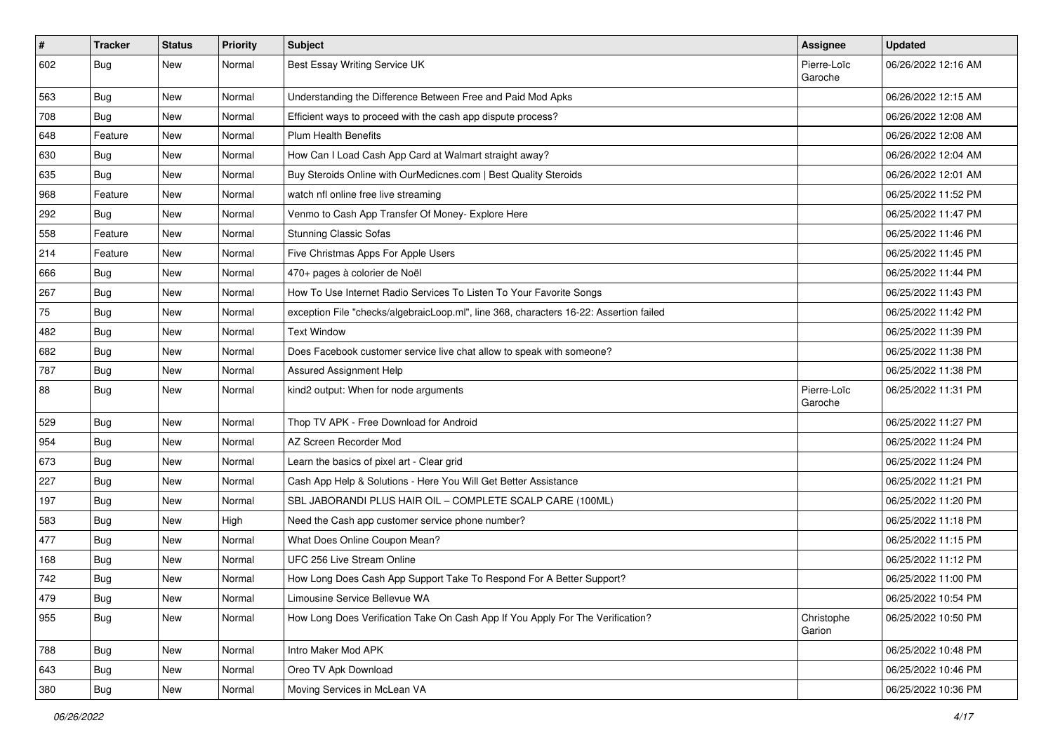| # | Tracker | Status | Priority | Subject | Assignee | Updated |
|---|---|---|---|---|---|---|
| 602 | Bug | New | Normal | Best Essay Writing Service UK | Pierre-Loïc Garoche | 06/26/2022 12:16 AM |
| 563 | Bug | New | Normal | Understanding the Difference Between Free and Paid Mod Apks | | 06/26/2022 12:15 AM |
| 708 | Bug | New | Normal | Efficient ways to proceed with the cash app dispute process? | | 06/26/2022 12:08 AM |
| 648 | Feature | New | Normal | Plum Health Benefits | | 06/26/2022 12:08 AM |
| 630 | Bug | New | Normal | How Can I Load Cash App Card at Walmart straight away? | | 06/26/2022 12:04 AM |
| 635 | Bug | New | Normal | Buy Steroids Online with OurMedicnes.com \| Best Quality Steroids | | 06/26/2022 12:01 AM |
| 968 | Feature | New | Normal | watch nfl online free live streaming | | 06/25/2022 11:52 PM |
| 292 | Bug | New | Normal | Venmo to Cash App Transfer Of Money- Explore Here | | 06/25/2022 11:47 PM |
| 558 | Feature | New | Normal | Stunning Classic Sofas | | 06/25/2022 11:46 PM |
| 214 | Feature | New | Normal | Five Christmas Apps For Apple Users | | 06/25/2022 11:45 PM |
| 666 | Bug | New | Normal | 470+ pages à colorier de Noël | | 06/25/2022 11:44 PM |
| 267 | Bug | New | Normal | How To Use Internet Radio Services To Listen To Your Favorite Songs | | 06/25/2022 11:43 PM |
| 75 | Bug | New | Normal | exception File "checks/algebraicLoop.ml", line 368, characters 16-22: Assertion failed | | 06/25/2022 11:42 PM |
| 482 | Bug | New | Normal | Text Window | | 06/25/2022 11:39 PM |
| 682 | Bug | New | Normal | Does Facebook customer service live chat allow to speak with someone? | | 06/25/2022 11:38 PM |
| 787 | Bug | New | Normal | Assured Assignment Help | | 06/25/2022 11:38 PM |
| 88 | Bug | New | Normal | kind2 output: When for node arguments | Pierre-Loïc Garoche | 06/25/2022 11:31 PM |
| 529 | Bug | New | Normal | Thop TV APK - Free Download for Android | | 06/25/2022 11:27 PM |
| 954 | Bug | New | Normal | AZ Screen Recorder Mod | | 06/25/2022 11:24 PM |
| 673 | Bug | New | Normal | Learn the basics of pixel art - Clear grid | | 06/25/2022 11:24 PM |
| 227 | Bug | New | Normal | Cash App Help & Solutions - Here You Will Get Better Assistance | | 06/25/2022 11:21 PM |
| 197 | Bug | New | Normal | SBL JABORANDI PLUS HAIR OIL – COMPLETE SCALP CARE (100ML) | | 06/25/2022 11:20 PM |
| 583 | Bug | New | High | Need the Cash app customer service phone number? | | 06/25/2022 11:18 PM |
| 477 | Bug | New | Normal | What Does Online Coupon Mean? | | 06/25/2022 11:15 PM |
| 168 | Bug | New | Normal | UFC 256 Live Stream Online | | 06/25/2022 11:12 PM |
| 742 | Bug | New | Normal | How Long Does Cash App Support Take To Respond For A Better Support? | | 06/25/2022 11:00 PM |
| 479 | Bug | New | Normal | Limousine Service Bellevue WA | | 06/25/2022 10:54 PM |
| 955 | Bug | New | Normal | How Long Does Verification Take On Cash App If You Apply For The Verification? | Christophe Garion | 06/25/2022 10:50 PM |
| 788 | Bug | New | Normal | Intro Maker Mod APK | | 06/25/2022 10:48 PM |
| 643 | Bug | New | Normal | Oreo TV Apk Download | | 06/25/2022 10:46 PM |
| 380 | Bug | New | Normal | Moving Services in McLean VA | | 06/25/2022 10:36 PM |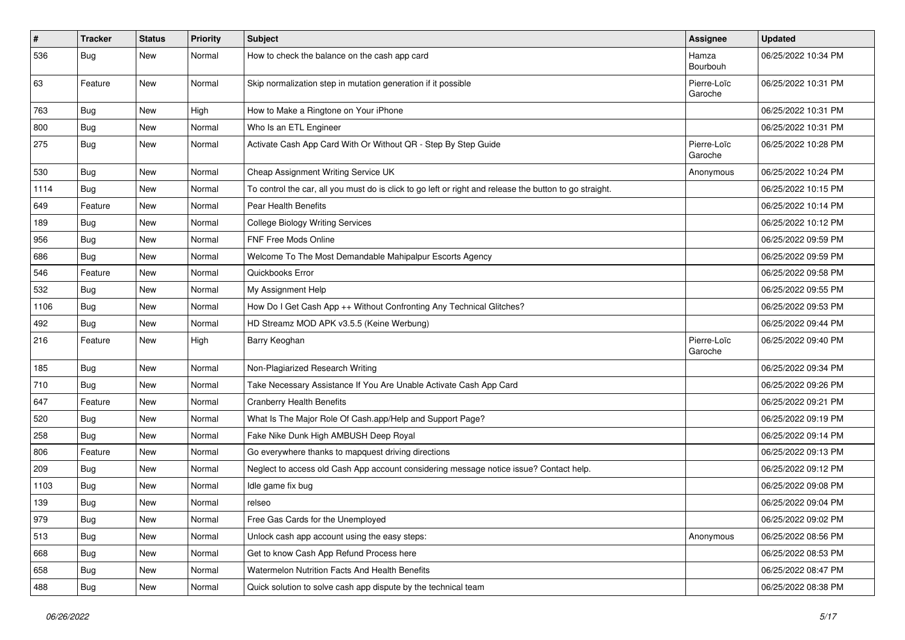| # | Tracker | Status | Priority | Subject | Assignee | Updated |
| --- | --- | --- | --- | --- | --- | --- |
| 536 | Bug | New | Normal | How to check the balance on the cash app card | Hamza Bourbouh | 06/25/2022 10:34 PM |
| 63 | Feature | New | Normal | Skip normalization step in mutation generation if it possible | Pierre-Loïc Garoche | 06/25/2022 10:31 PM |
| 763 | Bug | New | High | How to Make a Ringtone on Your iPhone | | 06/25/2022 10:31 PM |
| 800 | Bug | New | Normal | Who Is an ETL Engineer | | 06/25/2022 10:31 PM |
| 275 | Bug | New | Normal | Activate Cash App Card With Or Without QR - Step By Step Guide | Pierre-Loïc Garoche | 06/25/2022 10:28 PM |
| 530 | Bug | New | Normal | Cheap Assignment Writing Service UK | Anonymous | 06/25/2022 10:24 PM |
| 1114 | Bug | New | Normal | To control the car, all you must do is click to go left or right and release the button to go straight. | | 06/25/2022 10:15 PM |
| 649 | Feature | New | Normal | Pear Health Benefits | | 06/25/2022 10:14 PM |
| 189 | Bug | New | Normal | College Biology Writing Services | | 06/25/2022 10:12 PM |
| 956 | Bug | New | Normal | FNF Free Mods Online | | 06/25/2022 09:59 PM |
| 686 | Bug | New | Normal | Welcome To The Most Demandable Mahipalpur Escorts Agency | | 06/25/2022 09:59 PM |
| 546 | Feature | New | Normal | Quickbooks Error | | 06/25/2022 09:58 PM |
| 532 | Bug | New | Normal | My Assignment Help | | 06/25/2022 09:55 PM |
| 1106 | Bug | New | Normal | How Do I Get Cash App ++ Without Confronting Any Technical Glitches? | | 06/25/2022 09:53 PM |
| 492 | Bug | New | Normal | HD Streamz MOD APK v3.5.5 (Keine Werbung) | | 06/25/2022 09:44 PM |
| 216 | Feature | New | High | Barry Keoghan | Pierre-Loïc Garoche | 06/25/2022 09:40 PM |
| 185 | Bug | New | Normal | Non-Plagiarized Research Writing | | 06/25/2022 09:34 PM |
| 710 | Bug | New | Normal | Take Necessary Assistance If You Are Unable Activate Cash App Card | | 06/25/2022 09:26 PM |
| 647 | Feature | New | Normal | Cranberry Health Benefits | | 06/25/2022 09:21 PM |
| 520 | Bug | New | Normal | What Is The Major Role Of Cash.app/Help and Support Page? | | 06/25/2022 09:19 PM |
| 258 | Bug | New | Normal | Fake Nike Dunk High AMBUSH Deep Royal | | 06/25/2022 09:14 PM |
| 806 | Feature | New | Normal | Go everywhere thanks to mapquest driving directions | | 06/25/2022 09:13 PM |
| 209 | Bug | New | Normal | Neglect to access old Cash App account considering message notice issue? Contact help. | | 06/25/2022 09:12 PM |
| 1103 | Bug | New | Normal | Idle game fix bug | | 06/25/2022 09:08 PM |
| 139 | Bug | New | Normal | relseo | | 06/25/2022 09:04 PM |
| 979 | Bug | New | Normal | Free Gas Cards for the Unemployed | | 06/25/2022 09:02 PM |
| 513 | Bug | New | Normal | Unlock cash app account using the easy steps: | Anonymous | 06/25/2022 08:56 PM |
| 668 | Bug | New | Normal | Get to know Cash App Refund Process here | | 06/25/2022 08:53 PM |
| 658 | Bug | New | Normal | Watermelon Nutrition Facts And Health Benefits | | 06/25/2022 08:47 PM |
| 488 | Bug | New | Normal | Quick solution to solve cash app dispute by the technical team | | 06/25/2022 08:38 PM |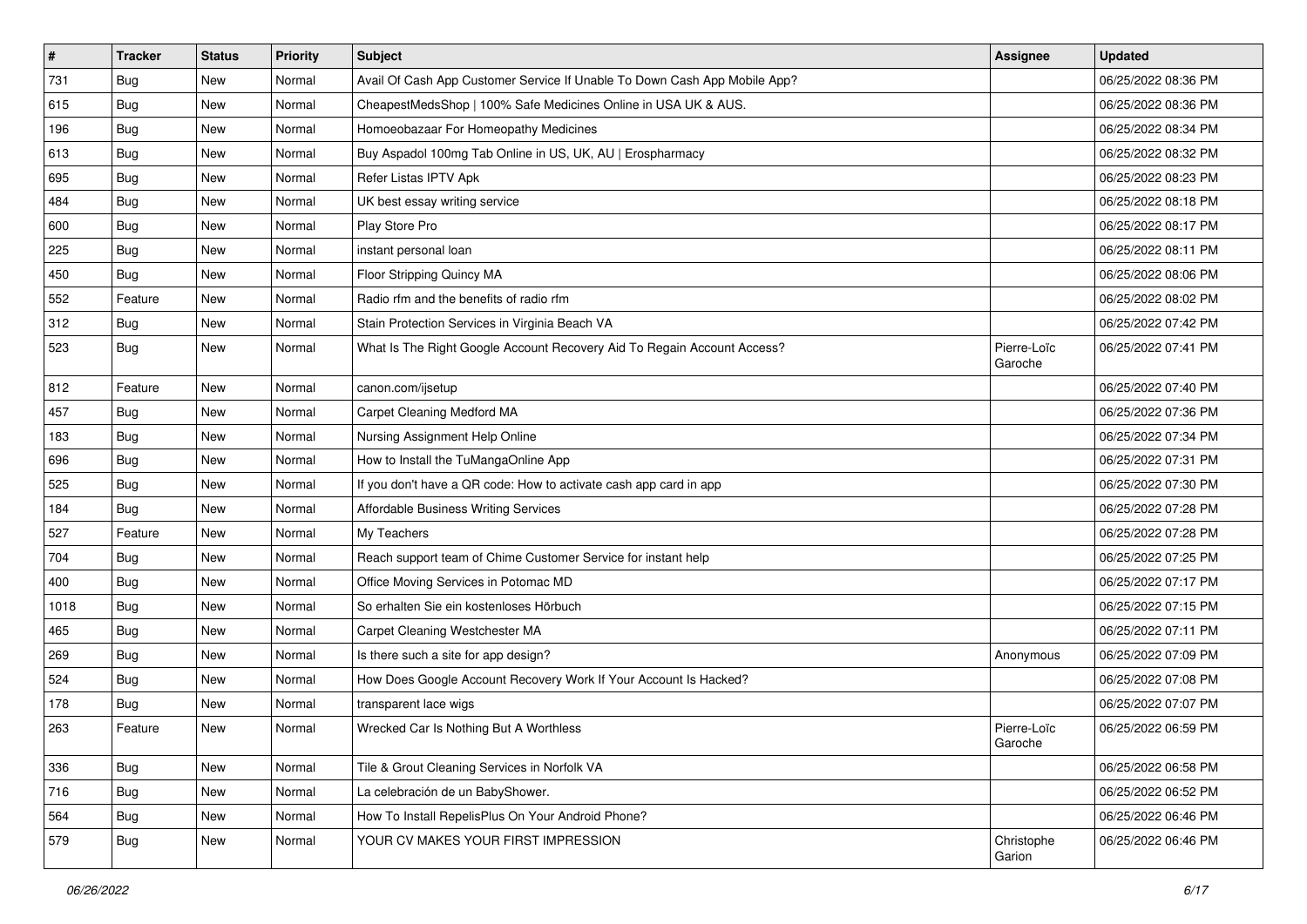| # | Tracker | Status | Priority | Subject | Assignee | Updated |
|---|---|---|---|---|---|---|
| 731 | Bug | New | Normal | Avail Of Cash App Customer Service If Unable To Down Cash App Mobile App? | | 06/25/2022 08:36 PM |
| 615 | Bug | New | Normal | CheapestMedsShop \| 100% Safe Medicines Online in USA UK & AUS. | | 06/25/2022 08:36 PM |
| 196 | Bug | New | Normal | Homoeobazaar For Homeopathy Medicines | | 06/25/2022 08:34 PM |
| 613 | Bug | New | Normal | Buy Aspadol 100mg Tab Online in US, UK, AU \| Erospharmacy | | 06/25/2022 08:32 PM |
| 695 | Bug | New | Normal | Refer Listas IPTV Apk | | 06/25/2022 08:23 PM |
| 484 | Bug | New | Normal | UK best essay writing service | | 06/25/2022 08:18 PM |
| 600 | Bug | New | Normal | Play Store Pro | | 06/25/2022 08:17 PM |
| 225 | Bug | New | Normal | instant personal loan | | 06/25/2022 08:11 PM |
| 450 | Bug | New | Normal | Floor Stripping Quincy MA | | 06/25/2022 08:06 PM |
| 552 | Feature | New | Normal | Radio rfm and the benefits of radio rfm | | 06/25/2022 08:02 PM |
| 312 | Bug | New | Normal | Stain Protection Services in Virginia Beach VA | | 06/25/2022 07:42 PM |
| 523 | Bug | New | Normal | What Is The Right Google Account Recovery Aid To Regain Account Access? | Pierre-Loïc Garoche | 06/25/2022 07:41 PM |
| 812 | Feature | New | Normal | canon.com/ijsetup | | 06/25/2022 07:40 PM |
| 457 | Bug | New | Normal | Carpet Cleaning Medford MA | | 06/25/2022 07:36 PM |
| 183 | Bug | New | Normal | Nursing Assignment Help Online | | 06/25/2022 07:34 PM |
| 696 | Bug | New | Normal | How to Install the TuMangaOnline App | | 06/25/2022 07:31 PM |
| 525 | Bug | New | Normal | If you don't have a QR code: How to activate cash app card in app | | 06/25/2022 07:30 PM |
| 184 | Bug | New | Normal | Affordable Business Writing Services | | 06/25/2022 07:28 PM |
| 527 | Feature | New | Normal | My Teachers | | 06/25/2022 07:28 PM |
| 704 | Bug | New | Normal | Reach support team of Chime Customer Service for instant help | | 06/25/2022 07:25 PM |
| 400 | Bug | New | Normal | Office Moving Services in Potomac MD | | 06/25/2022 07:17 PM |
| 1018 | Bug | New | Normal | So erhalten Sie ein kostenloses Hörbuch | | 06/25/2022 07:15 PM |
| 465 | Bug | New | Normal | Carpet Cleaning Westchester MA | | 06/25/2022 07:11 PM |
| 269 | Bug | New | Normal | Is there such a site for app design? | Anonymous | 06/25/2022 07:09 PM |
| 524 | Bug | New | Normal | How Does Google Account Recovery Work If Your Account Is Hacked? | | 06/25/2022 07:08 PM |
| 178 | Bug | New | Normal | transparent lace wigs | | 06/25/2022 07:07 PM |
| 263 | Feature | New | Normal | Wrecked Car Is Nothing But A Worthless | Pierre-Loïc Garoche | 06/25/2022 06:59 PM |
| 336 | Bug | New | Normal | Tile & Grout Cleaning Services in Norfolk VA | | 06/25/2022 06:58 PM |
| 716 | Bug | New | Normal | La celebración de un BabyShower. | | 06/25/2022 06:52 PM |
| 564 | Bug | New | Normal | How To Install RepelisPlus On Your Android Phone? | | 06/25/2022 06:46 PM |
| 579 | Bug | New | Normal | YOUR CV MAKES YOUR FIRST IMPRESSION | Christophe Garion | 06/25/2022 06:46 PM |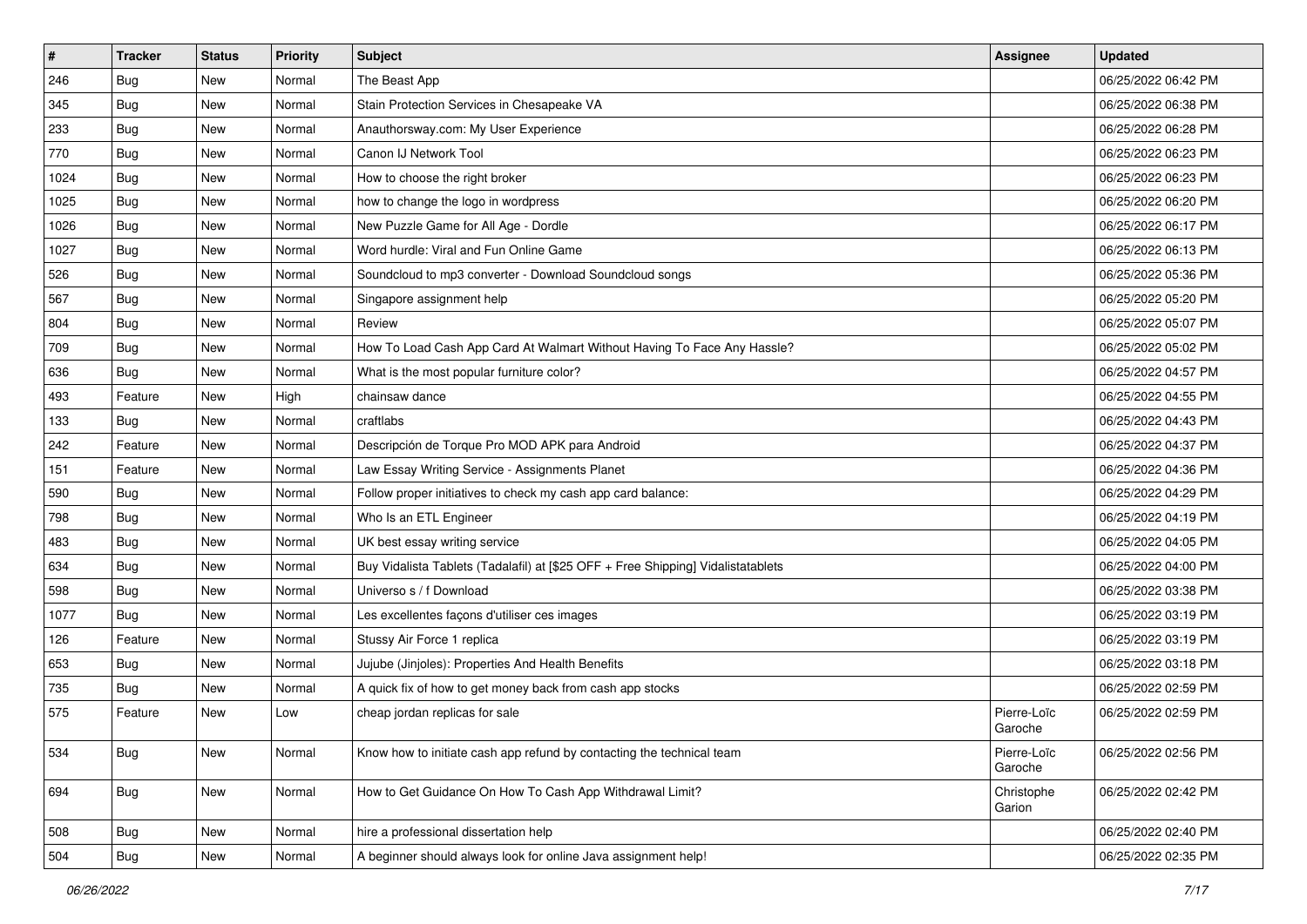| # | Tracker | Status | Priority | Subject | Assignee | Updated |
| --- | --- | --- | --- | --- | --- | --- |
| 246 | Bug | New | Normal | The Beast App | | 06/25/2022 06:42 PM |
| 345 | Bug | New | Normal | Stain Protection Services in Chesapeake VA | | 06/25/2022 06:38 PM |
| 233 | Bug | New | Normal | Anauthorsway.com: My User Experience | | 06/25/2022 06:28 PM |
| 770 | Bug | New | Normal | Canon IJ Network Tool | | 06/25/2022 06:23 PM |
| 1024 | Bug | New | Normal | How to choose the right broker | | 06/25/2022 06:23 PM |
| 1025 | Bug | New | Normal | how to change the logo in wordpress | | 06/25/2022 06:20 PM |
| 1026 | Bug | New | Normal | New Puzzle Game for All Age - Dordle | | 06/25/2022 06:17 PM |
| 1027 | Bug | New | Normal | Word hurdle: Viral and Fun Online Game | | 06/25/2022 06:13 PM |
| 526 | Bug | New | Normal | Soundcloud to mp3 converter - Download Soundcloud songs | | 06/25/2022 05:36 PM |
| 567 | Bug | New | Normal | Singapore assignment help | | 06/25/2022 05:20 PM |
| 804 | Bug | New | Normal | Review | | 06/25/2022 05:07 PM |
| 709 | Bug | New | Normal | How To Load Cash App Card At Walmart Without Having To Face Any Hassle? | | 06/25/2022 05:02 PM |
| 636 | Bug | New | Normal | What is the most popular furniture color? | | 06/25/2022 04:57 PM |
| 493 | Feature | New | High | chainsaw dance | | 06/25/2022 04:55 PM |
| 133 | Bug | New | Normal | craftlabs | | 06/25/2022 04:43 PM |
| 242 | Feature | New | Normal | Descripción de Torque Pro MOD APK para Android | | 06/25/2022 04:37 PM |
| 151 | Feature | New | Normal | Law Essay Writing Service - Assignments Planet | | 06/25/2022 04:36 PM |
| 590 | Bug | New | Normal | Follow proper initiatives to check my cash app card balance: | | 06/25/2022 04:29 PM |
| 798 | Bug | New | Normal | Who Is an ETL Engineer | | 06/25/2022 04:19 PM |
| 483 | Bug | New | Normal | UK best essay writing service | | 06/25/2022 04:05 PM |
| 634 | Bug | New | Normal | Buy Vidalista Tablets (Tadalafil) at [$25 OFF + Free Shipping] Vidalistatablets | | 06/25/2022 04:00 PM |
| 598 | Bug | New | Normal | Universo s / f Download | | 06/25/2022 03:38 PM |
| 1077 | Bug | New | Normal | Les excellentes façons d'utiliser ces images | | 06/25/2022 03:19 PM |
| 126 | Feature | New | Normal | Stussy Air Force 1 replica | | 06/25/2022 03:19 PM |
| 653 | Bug | New | Normal | Jujube (Jinjoles): Properties And Health Benefits | | 06/25/2022 03:18 PM |
| 735 | Bug | New | Normal | A quick fix of how to get money back from cash app stocks | | 06/25/2022 02:59 PM |
| 575 | Feature | New | Low | cheap jordan replicas for sale | Pierre-Loïc Garoche | 06/25/2022 02:59 PM |
| 534 | Bug | New | Normal | Know how to initiate cash app refund by contacting the technical team | Pierre-Loïc Garoche | 06/25/2022 02:56 PM |
| 694 | Bug | New | Normal | How to Get Guidance On How To Cash App Withdrawal Limit? | Christophe Garion | 06/25/2022 02:42 PM |
| 508 | Bug | New | Normal | hire a professional dissertation help | | 06/25/2022 02:40 PM |
| 504 | Bug | New | Normal | A beginner should always look for online Java assignment help! | | 06/25/2022 02:35 PM |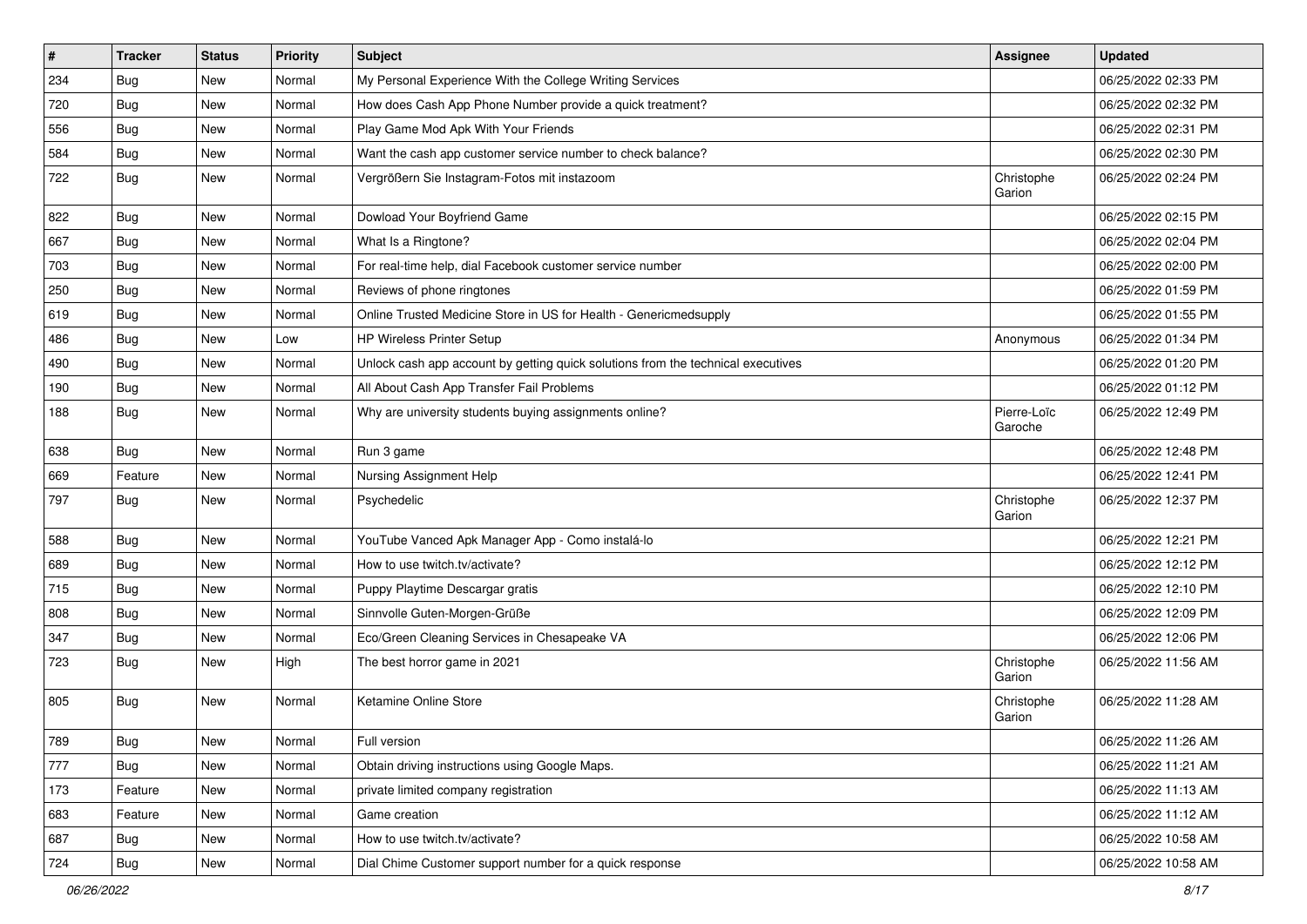| # | Tracker | Status | Priority | Subject | Assignee | Updated |
|---|---|---|---|---|---|---|
| 234 | Bug | New | Normal | My Personal Experience With the College Writing Services | | 06/25/2022 02:33 PM |
| 720 | Bug | New | Normal | How does Cash App Phone Number provide a quick treatment? | | 06/25/2022 02:32 PM |
| 556 | Bug | New | Normal | Play Game Mod Apk With Your Friends | | 06/25/2022 02:31 PM |
| 584 | Bug | New | Normal | Want the cash app customer service number to check balance? | | 06/25/2022 02:30 PM |
| 722 | Bug | New | Normal | Vergrößern Sie Instagram-Fotos mit instazoom | Christophe Garion | 06/25/2022 02:24 PM |
| 822 | Bug | New | Normal | Dowload Your Boyfriend Game | | 06/25/2022 02:15 PM |
| 667 | Bug | New | Normal | What Is a Ringtone? | | 06/25/2022 02:04 PM |
| 703 | Bug | New | Normal | For real-time help, dial Facebook customer service number | | 06/25/2022 02:00 PM |
| 250 | Bug | New | Normal | Reviews of phone ringtones | | 06/25/2022 01:59 PM |
| 619 | Bug | New | Normal | Online Trusted Medicine Store in US for Health - Genericmedsupply | | 06/25/2022 01:55 PM |
| 486 | Bug | New | Low | HP Wireless Printer Setup | Anonymous | 06/25/2022 01:34 PM |
| 490 | Bug | New | Normal | Unlock cash app account by getting quick solutions from the technical executives | | 06/25/2022 01:20 PM |
| 190 | Bug | New | Normal | All About Cash App Transfer Fail Problems | | 06/25/2022 01:12 PM |
| 188 | Bug | New | Normal | Why are university students buying assignments online? | Pierre-Loïc Garoche | 06/25/2022 12:49 PM |
| 638 | Bug | New | Normal | Run 3 game | | 06/25/2022 12:48 PM |
| 669 | Feature | New | Normal | Nursing Assignment Help | | 06/25/2022 12:41 PM |
| 797 | Bug | New | Normal | Psychedelic | Christophe Garion | 06/25/2022 12:37 PM |
| 588 | Bug | New | Normal | YouTube Vanced Apk Manager App - Como instalá-lo | | 06/25/2022 12:21 PM |
| 689 | Bug | New | Normal | How to use twitch.tv/activate? | | 06/25/2022 12:12 PM |
| 715 | Bug | New | Normal | Puppy Playtime Descargar gratis | | 06/25/2022 12:10 PM |
| 808 | Bug | New | Normal | Sinnvolle Guten-Morgen-Grüße | | 06/25/2022 12:09 PM |
| 347 | Bug | New | Normal | Eco/Green Cleaning Services in Chesapeake VA | | 06/25/2022 12:06 PM |
| 723 | Bug | New | High | The best horror game in 2021 | Christophe Garion | 06/25/2022 11:56 AM |
| 805 | Bug | New | Normal | Ketamine Online Store | Christophe Garion | 06/25/2022 11:28 AM |
| 789 | Bug | New | Normal | Full version | | 06/25/2022 11:26 AM |
| 777 | Bug | New | Normal | Obtain driving instructions using Google Maps. | | 06/25/2022 11:21 AM |
| 173 | Feature | New | Normal | private limited company registration | | 06/25/2022 11:13 AM |
| 683 | Feature | New | Normal | Game creation | | 06/25/2022 11:12 AM |
| 687 | Bug | New | Normal | How to use twitch.tv/activate? | | 06/25/2022 10:58 AM |
| 724 | Bug | New | Normal | Dial Chime Customer support number for a quick response | | 06/25/2022 10:58 AM |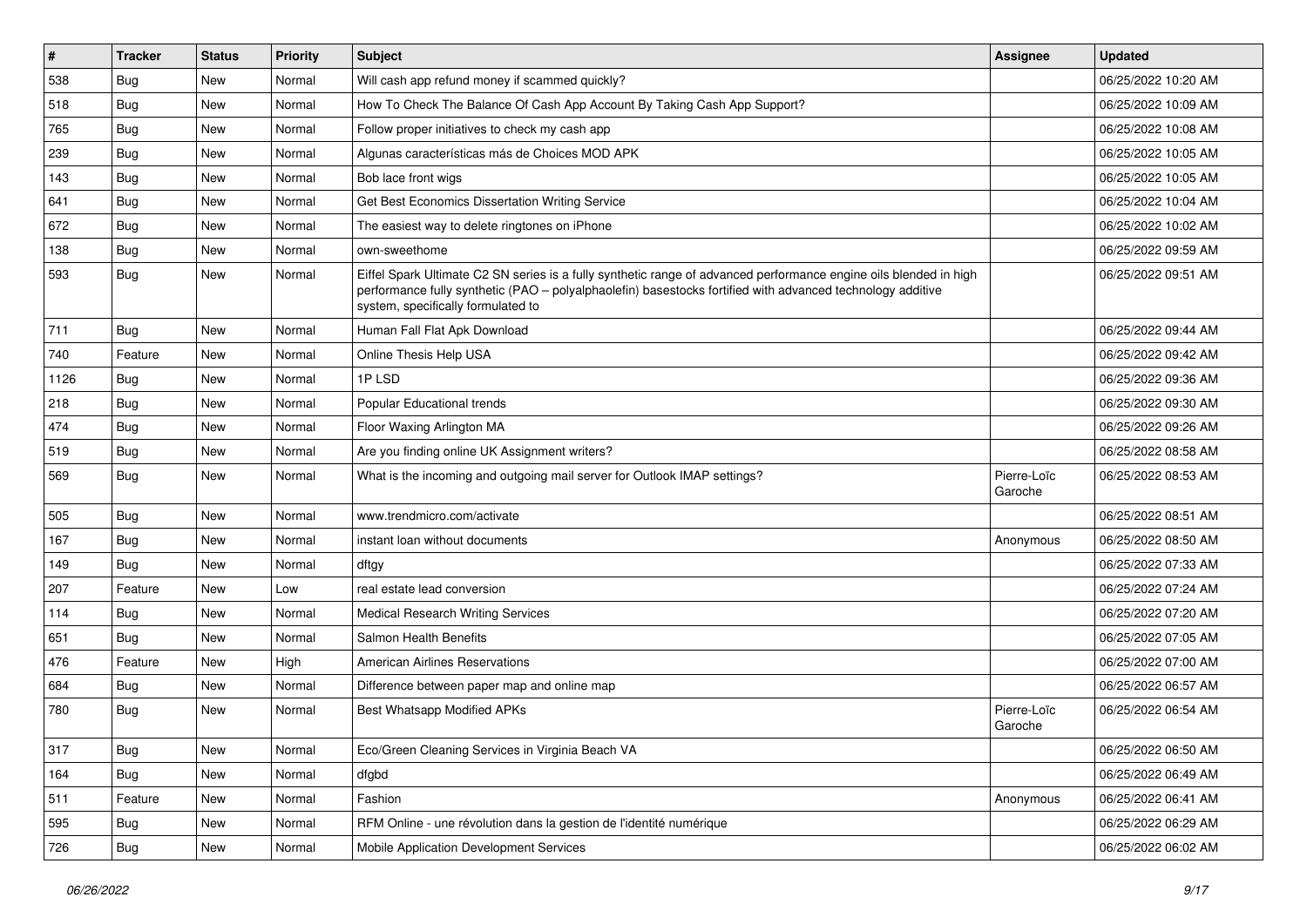| # | Tracker | Status | Priority | Subject | Assignee | Updated |
|---|---|---|---|---|---|---|
| 538 | Bug | New | Normal | Will cash app refund money if scammed quickly? | | 06/25/2022 10:20 AM |
| 518 | Bug | New | Normal | How To Check The Balance Of Cash App Account By Taking Cash App Support? | | 06/25/2022 10:09 AM |
| 765 | Bug | New | Normal | Follow proper initiatives to check my cash app | | 06/25/2022 10:08 AM |
| 239 | Bug | New | Normal | Algunas características más de Choices MOD APK | | 06/25/2022 10:05 AM |
| 143 | Bug | New | Normal | Bob lace front wigs | | 06/25/2022 10:05 AM |
| 641 | Bug | New | Normal | Get Best Economics Dissertation Writing Service | | 06/25/2022 10:04 AM |
| 672 | Bug | New | Normal | The easiest way to delete ringtones on iPhone | | 06/25/2022 10:02 AM |
| 138 | Bug | New | Normal | own-sweethome | | 06/25/2022 09:59 AM |
| 593 | Bug | New | Normal | Eiffel Spark Ultimate C2 SN series is a fully synthetic range of advanced performance engine oils blended in high performance fully synthetic (PAO – polyalphaolefin) basestocks fortified with advanced technology additive system, specifically formulated to | | 06/25/2022 09:51 AM |
| 711 | Bug | New | Normal | Human Fall Flat Apk Download | | 06/25/2022 09:44 AM |
| 740 | Feature | New | Normal | Online Thesis Help USA | | 06/25/2022 09:42 AM |
| 1126 | Bug | New | Normal | 1P LSD | | 06/25/2022 09:36 AM |
| 218 | Bug | New | Normal | Popular Educational trends | | 06/25/2022 09:30 AM |
| 474 | Bug | New | Normal | Floor Waxing Arlington MA | | 06/25/2022 09:26 AM |
| 519 | Bug | New | Normal | Are you finding online UK Assignment writers? | | 06/25/2022 08:58 AM |
| 569 | Bug | New | Normal | What is the incoming and outgoing mail server for Outlook IMAP settings? | Pierre-Loïc Garoche | 06/25/2022 08:53 AM |
| 505 | Bug | New | Normal | www.trendmicro.com/activate | | 06/25/2022 08:51 AM |
| 167 | Bug | New | Normal | instant loan without documents | Anonymous | 06/25/2022 08:50 AM |
| 149 | Bug | New | Normal | dftgy | | 06/25/2022 07:33 AM |
| 207 | Feature | New | Low | real estate lead conversion | | 06/25/2022 07:24 AM |
| 114 | Bug | New | Normal | Medical Research Writing Services | | 06/25/2022 07:20 AM |
| 651 | Bug | New | Normal | Salmon Health Benefits | | 06/25/2022 07:05 AM |
| 476 | Feature | New | High | American Airlines Reservations | | 06/25/2022 07:00 AM |
| 684 | Bug | New | Normal | Difference between paper map and online map | | 06/25/2022 06:57 AM |
| 780 | Bug | New | Normal | Best Whatsapp Modified APKs | Pierre-Loïc Garoche | 06/25/2022 06:54 AM |
| 317 | Bug | New | Normal | Eco/Green Cleaning Services in Virginia Beach VA | | 06/25/2022 06:50 AM |
| 164 | Bug | New | Normal | dfgbd | | 06/25/2022 06:49 AM |
| 511 | Feature | New | Normal | Fashion | Anonymous | 06/25/2022 06:41 AM |
| 595 | Bug | New | Normal | RFM Online - une révolution dans la gestion de l'identité numérique | | 06/25/2022 06:29 AM |
| 726 | Bug | New | Normal | Mobile Application Development Services | | 06/25/2022 06:02 AM |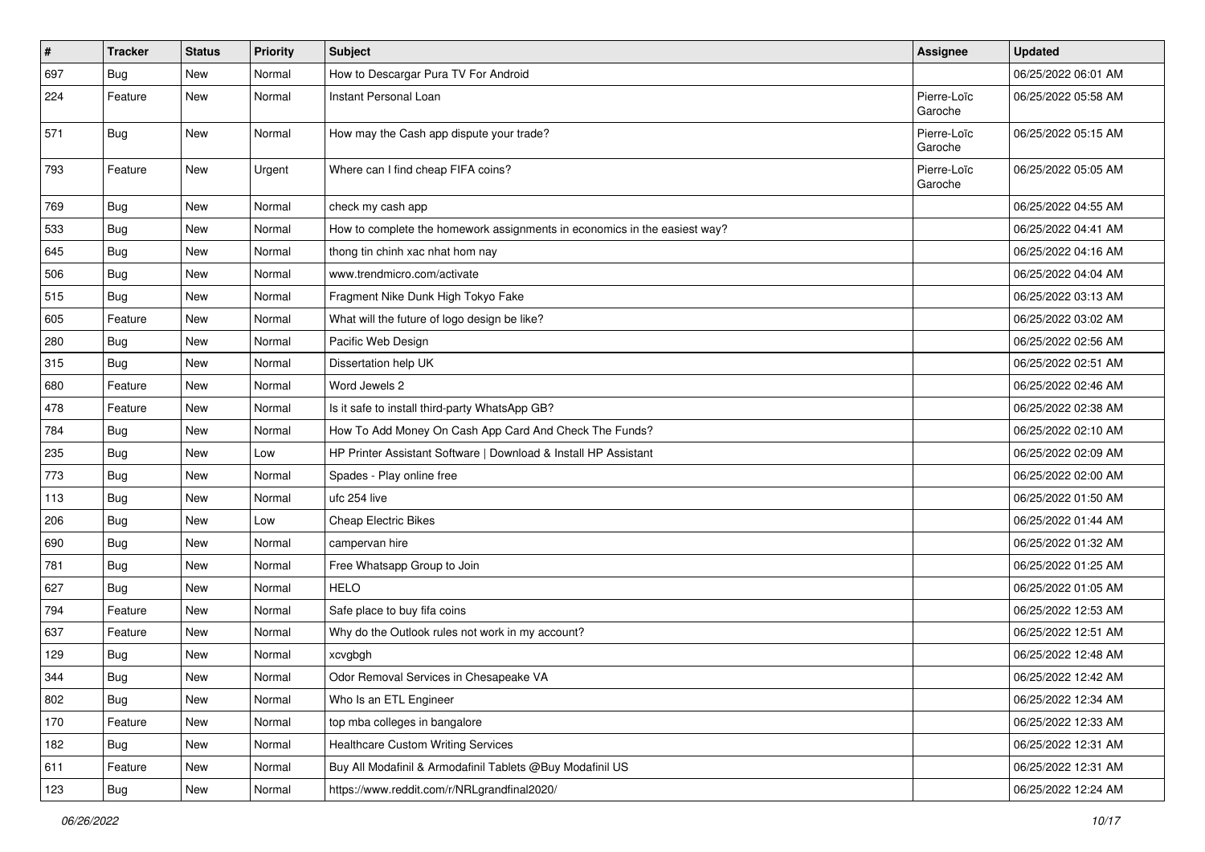| # | Tracker | Status | Priority | Subject | Assignee | Updated |
|---|---|---|---|---|---|---|
| 697 | Bug | New | Normal | How to Descargar Pura TV For Android | | 06/25/2022 06:01 AM |
| 224 | Feature | New | Normal | Instant Personal Loan | Pierre-Loïc Garoche | 06/25/2022 05:58 AM |
| 571 | Bug | New | Normal | How may the Cash app dispute your trade? | Pierre-Loïc Garoche | 06/25/2022 05:15 AM |
| 793 | Feature | New | Urgent | Where can I find cheap FIFA coins? | Pierre-Loïc Garoche | 06/25/2022 05:05 AM |
| 769 | Bug | New | Normal | check my cash app | | 06/25/2022 04:55 AM |
| 533 | Bug | New | Normal | How to complete the homework assignments in economics in the easiest way? | | 06/25/2022 04:41 AM |
| 645 | Bug | New | Normal | thong tin chinh xac nhat hom nay | | 06/25/2022 04:16 AM |
| 506 | Bug | New | Normal | www.trendmicro.com/activate | | 06/25/2022 04:04 AM |
| 515 | Bug | New | Normal | Fragment Nike Dunk High Tokyo Fake | | 06/25/2022 03:13 AM |
| 605 | Feature | New | Normal | What will the future of logo design be like? | | 06/25/2022 03:02 AM |
| 280 | Bug | New | Normal | Pacific Web Design | | 06/25/2022 02:56 AM |
| 315 | Bug | New | Normal | Dissertation help UK | | 06/25/2022 02:51 AM |
| 680 | Feature | New | Normal | Word Jewels 2 | | 06/25/2022 02:46 AM |
| 478 | Feature | New | Normal | Is it safe to install third-party WhatsApp GB? | | 06/25/2022 02:38 AM |
| 784 | Bug | New | Normal | How To Add Money On Cash App Card And Check The Funds? | | 06/25/2022 02:10 AM |
| 235 | Bug | New | Low | HP Printer Assistant Software \| Download & Install HP Assistant | | 06/25/2022 02:09 AM |
| 773 | Bug | New | Normal | Spades - Play online free | | 06/25/2022 02:00 AM |
| 113 | Bug | New | Normal | ufc 254 live | | 06/25/2022 01:50 AM |
| 206 | Bug | New | Low | Cheap Electric Bikes | | 06/25/2022 01:44 AM |
| 690 | Bug | New | Normal | campervan hire | | 06/25/2022 01:32 AM |
| 781 | Bug | New | Normal | Free Whatsapp Group to Join | | 06/25/2022 01:25 AM |
| 627 | Bug | New | Normal | HELO | | 06/25/2022 01:05 AM |
| 794 | Feature | New | Normal | Safe place to buy fifa coins | | 06/25/2022 12:53 AM |
| 637 | Feature | New | Normal | Why do the Outlook rules not work in my account? | | 06/25/2022 12:51 AM |
| 129 | Bug | New | Normal | xcvgbgh | | 06/25/2022 12:48 AM |
| 344 | Bug | New | Normal | Odor Removal Services in Chesapeake VA | | 06/25/2022 12:42 AM |
| 802 | Bug | New | Normal | Who Is an ETL Engineer | | 06/25/2022 12:34 AM |
| 170 | Feature | New | Normal | top mba colleges in bangalore | | 06/25/2022 12:33 AM |
| 182 | Bug | New | Normal | Healthcare Custom Writing Services | | 06/25/2022 12:31 AM |
| 611 | Feature | New | Normal | Buy All Modafinil & Armodafinil Tablets @Buy Modafinil US | | 06/25/2022 12:31 AM |
| 123 | Bug | New | Normal | https://www.reddit.com/r/NRLgrandfinal2020/ | | 06/25/2022 12:24 AM |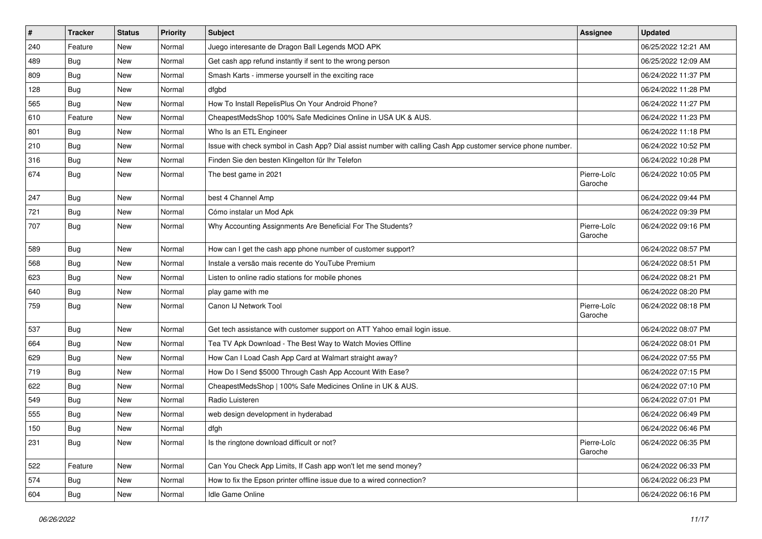| # | Tracker | Status | Priority | Subject | Assignee | Updated |
|---|---|---|---|---|---|---|
| 240 | Feature | New | Normal | Juego interesante de Dragon Ball Legends MOD APK | | 06/25/2022 12:21 AM |
| 489 | Bug | New | Normal | Get cash app refund instantly if sent to the wrong person | | 06/25/2022 12:09 AM |
| 809 | Bug | New | Normal | Smash Karts - immerse yourself in the exciting race | | 06/24/2022 11:37 PM |
| 128 | Bug | New | Normal | dfgbd | | 06/24/2022 11:28 PM |
| 565 | Bug | New | Normal | How To Install RepelisPlus On Your Android Phone? | | 06/24/2022 11:27 PM |
| 610 | Feature | New | Normal | CheapestMedsShop 100% Safe Medicines Online in USA UK & AUS. | | 06/24/2022 11:23 PM |
| 801 | Bug | New | Normal | Who Is an ETL Engineer | | 06/24/2022 11:18 PM |
| 210 | Bug | New | Normal | Issue with check symbol in Cash App? Dial assist number with calling Cash App customer service phone number. | | 06/24/2022 10:52 PM |
| 316 | Bug | New | Normal | Finden Sie den besten Klingelton für Ihr Telefon | | 06/24/2022 10:28 PM |
| 674 | Bug | New | Normal | The best game in 2021 | Pierre-Loïc Garoche | 06/24/2022 10:05 PM |
| 247 | Bug | New | Normal | best 4 Channel Amp | | 06/24/2022 09:44 PM |
| 721 | Bug | New | Normal | Cómo instalar un Mod Apk | | 06/24/2022 09:39 PM |
| 707 | Bug | New | Normal | Why Accounting Assignments Are Beneficial For The Students? | Pierre-Loïc Garoche | 06/24/2022 09:16 PM |
| 589 | Bug | New | Normal | How can I get the cash app phone number of customer support? | | 06/24/2022 08:57 PM |
| 568 | Bug | New | Normal | Instale a versão mais recente do YouTube Premium | | 06/24/2022 08:51 PM |
| 623 | Bug | New | Normal | Listen to online radio stations for mobile phones | | 06/24/2022 08:21 PM |
| 640 | Bug | New | Normal | play game with me | | 06/24/2022 08:20 PM |
| 759 | Bug | New | Normal | Canon IJ Network Tool | Pierre-Loïc Garoche | 06/24/2022 08:18 PM |
| 537 | Bug | New | Normal | Get tech assistance with customer support on ATT Yahoo email login issue. | | 06/24/2022 08:07 PM |
| 664 | Bug | New | Normal | Tea TV Apk Download - The Best Way to Watch Movies Offline | | 06/24/2022 08:01 PM |
| 629 | Bug | New | Normal | How Can I Load Cash App Card at Walmart straight away? | | 06/24/2022 07:55 PM |
| 719 | Bug | New | Normal | How Do I Send $5000 Through Cash App Account With Ease? | | 06/24/2022 07:15 PM |
| 622 | Bug | New | Normal | CheapestMedsShop \| 100% Safe Medicines Online in UK & AUS. | | 06/24/2022 07:10 PM |
| 549 | Bug | New | Normal | Radio Luisteren | | 06/24/2022 07:01 PM |
| 555 | Bug | New | Normal | web design development in hyderabad | | 06/24/2022 06:49 PM |
| 150 | Bug | New | Normal | dfgh | | 06/24/2022 06:46 PM |
| 231 | Bug | New | Normal | Is the ringtone download difficult or not? | Pierre-Loïc Garoche | 06/24/2022 06:35 PM |
| 522 | Feature | New | Normal | Can You Check App Limits, If Cash app won't let me send money? | | 06/24/2022 06:33 PM |
| 574 | Bug | New | Normal | How to fix the Epson printer offline issue due to a wired connection? | | 06/24/2022 06:23 PM |
| 604 | Bug | New | Normal | Idle Game Online | | 06/24/2022 06:16 PM |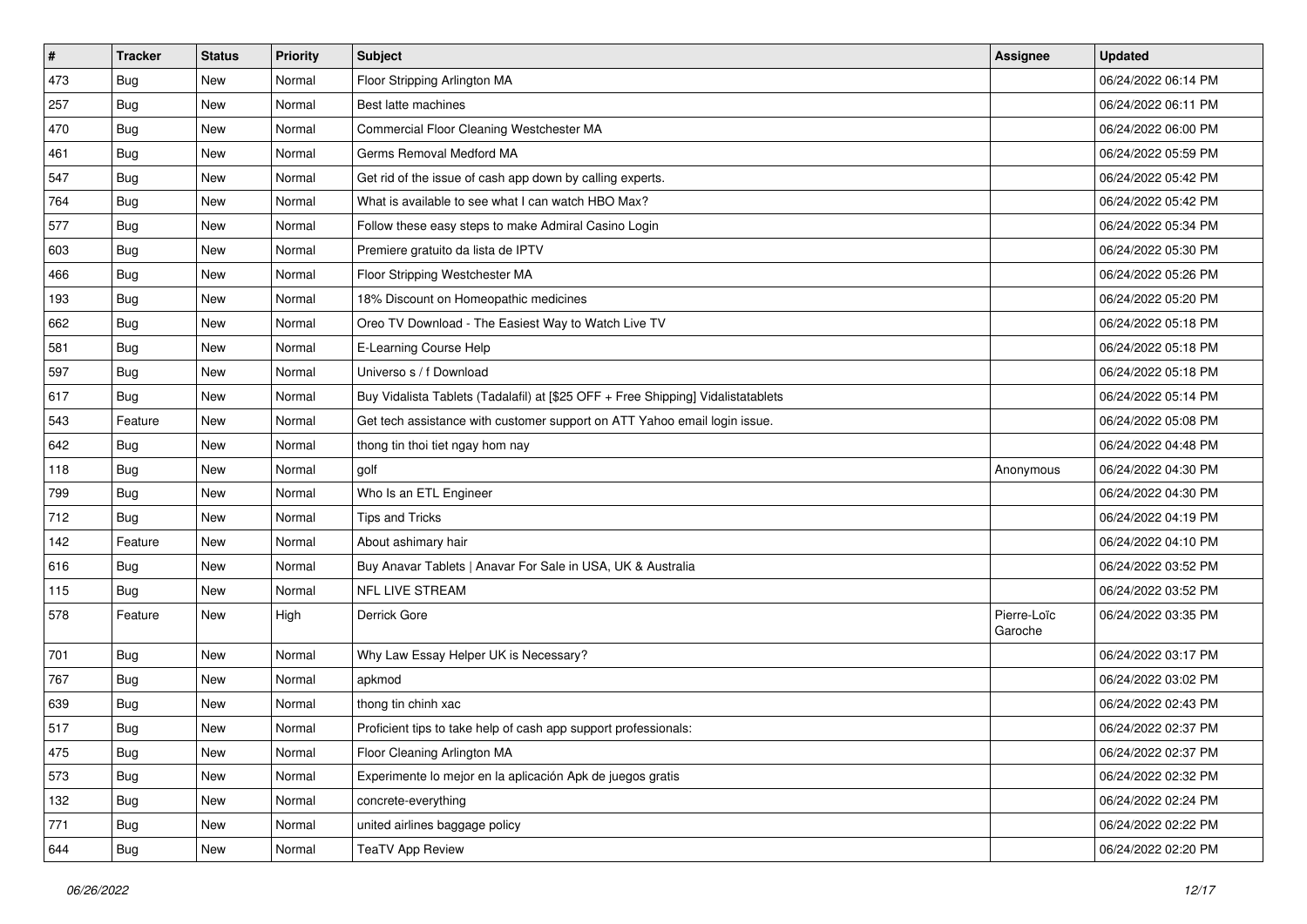| # | Tracker | Status | Priority | Subject | Assignee | Updated |
|---|---|---|---|---|---|---|
| 473 | Bug | New | Normal | Floor Stripping Arlington MA | | 06/24/2022 06:14 PM |
| 257 | Bug | New | Normal | Best latte machines | | 06/24/2022 06:11 PM |
| 470 | Bug | New | Normal | Commercial Floor Cleaning Westchester MA | | 06/24/2022 06:00 PM |
| 461 | Bug | New | Normal | Germs Removal Medford MA | | 06/24/2022 05:59 PM |
| 547 | Bug | New | Normal | Get rid of the issue of cash app down by calling experts. | | 06/24/2022 05:42 PM |
| 764 | Bug | New | Normal | What is available to see what I can watch HBO Max? | | 06/24/2022 05:42 PM |
| 577 | Bug | New | Normal | Follow these easy steps to make Admiral Casino Login | | 06/24/2022 05:34 PM |
| 603 | Bug | New | Normal | Premiere gratuito da lista de IPTV | | 06/24/2022 05:30 PM |
| 466 | Bug | New | Normal | Floor Stripping Westchester MA | | 06/24/2022 05:26 PM |
| 193 | Bug | New | Normal | 18% Discount on Homeopathic medicines | | 06/24/2022 05:20 PM |
| 662 | Bug | New | Normal | Oreo TV Download - The Easiest Way to Watch Live TV | | 06/24/2022 05:18 PM |
| 581 | Bug | New | Normal | E-Learning Course Help | | 06/24/2022 05:18 PM |
| 597 | Bug | New | Normal | Universo s / f Download | | 06/24/2022 05:18 PM |
| 617 | Bug | New | Normal | Buy Vidalista Tablets (Tadalafil) at [$25 OFF + Free Shipping] Vidalistatablets | | 06/24/2022 05:14 PM |
| 543 | Feature | New | Normal | Get tech assistance with customer support on ATT Yahoo email login issue. | | 06/24/2022 05:08 PM |
| 642 | Bug | New | Normal | thong tin thoi tiet ngay hom nay | | 06/24/2022 04:48 PM |
| 118 | Bug | New | Normal | golf | Anonymous | 06/24/2022 04:30 PM |
| 799 | Bug | New | Normal | Who Is an ETL Engineer | | 06/24/2022 04:30 PM |
| 712 | Bug | New | Normal | Tips and Tricks | | 06/24/2022 04:19 PM |
| 142 | Feature | New | Normal | About ashimary hair | | 06/24/2022 04:10 PM |
| 616 | Bug | New | Normal | Buy Anavar Tablets \| Anavar For Sale in USA, UK & Australia | | 06/24/2022 03:52 PM |
| 115 | Bug | New | Normal | NFL LIVE STREAM | | 06/24/2022 03:52 PM |
| 578 | Feature | New | High | Derrick Gore | Pierre-Loïc Garoche | 06/24/2022 03:35 PM |
| 701 | Bug | New | Normal | Why Law Essay Helper UK is Necessary? | | 06/24/2022 03:17 PM |
| 767 | Bug | New | Normal | apkmod | | 06/24/2022 03:02 PM |
| 639 | Bug | New | Normal | thong tin chinh xac | | 06/24/2022 02:43 PM |
| 517 | Bug | New | Normal | Proficient tips to take help of cash app support professionals: | | 06/24/2022 02:37 PM |
| 475 | Bug | New | Normal | Floor Cleaning Arlington MA | | 06/24/2022 02:37 PM |
| 573 | Bug | New | Normal | Experimente lo mejor en la aplicación Apk de juegos gratis | | 06/24/2022 02:32 PM |
| 132 | Bug | New | Normal | concrete-everything | | 06/24/2022 02:24 PM |
| 771 | Bug | New | Normal | united airlines baggage policy | | 06/24/2022 02:22 PM |
| 644 | Bug | New | Normal | TeaTV App Review | | 06/24/2022 02:20 PM |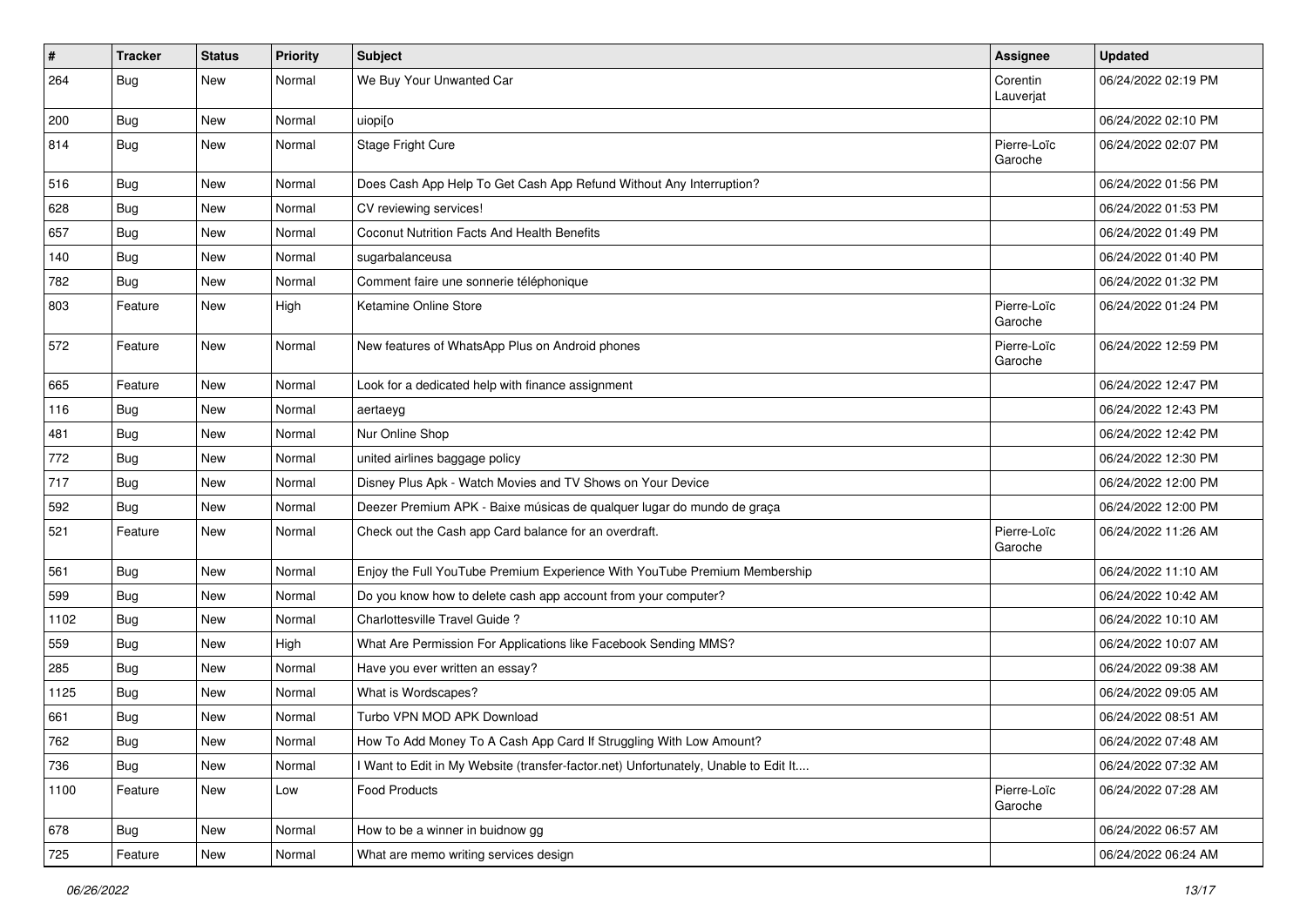| # | Tracker | Status | Priority | Subject | Assignee | Updated |
| --- | --- | --- | --- | --- | --- | --- |
| 264 | Bug | New | Normal | We Buy Your Unwanted Car | Corentin Lauverjat | 06/24/2022 02:19 PM |
| 200 | Bug | New | Normal | uiopi[o | | 06/24/2022 02:10 PM |
| 814 | Bug | New | Normal | Stage Fright Cure | Pierre-Loïc Garoche | 06/24/2022 02:07 PM |
| 516 | Bug | New | Normal | Does Cash App Help To Get Cash App Refund Without Any Interruption? | | 06/24/2022 01:56 PM |
| 628 | Bug | New | Normal | CV reviewing services! | | 06/24/2022 01:53 PM |
| 657 | Bug | New | Normal | Coconut Nutrition Facts And Health Benefits | | 06/24/2022 01:49 PM |
| 140 | Bug | New | Normal | sugarbalanceusa | | 06/24/2022 01:40 PM |
| 782 | Bug | New | Normal | Comment faire une sonnerie téléphonique | | 06/24/2022 01:32 PM |
| 803 | Feature | New | High | Ketamine Online Store | Pierre-Loïc Garoche | 06/24/2022 01:24 PM |
| 572 | Feature | New | Normal | New features of WhatsApp Plus on Android phones | Pierre-Loïc Garoche | 06/24/2022 12:59 PM |
| 665 | Feature | New | Normal | Look for a dedicated help with finance assignment | | 06/24/2022 12:47 PM |
| 116 | Bug | New | Normal | aertaeyg | | 06/24/2022 12:43 PM |
| 481 | Bug | New | Normal | Nur Online Shop | | 06/24/2022 12:42 PM |
| 772 | Bug | New | Normal | united airlines baggage policy | | 06/24/2022 12:30 PM |
| 717 | Bug | New | Normal | Disney Plus Apk - Watch Movies and TV Shows on Your Device | | 06/24/2022 12:00 PM |
| 592 | Bug | New | Normal | Deezer Premium APK - Baixe músicas de qualquer lugar do mundo de graça | | 06/24/2022 12:00 PM |
| 521 | Feature | New | Normal | Check out the Cash app Card balance for an overdraft. | Pierre-Loïc Garoche | 06/24/2022 11:26 AM |
| 561 | Bug | New | Normal | Enjoy the Full YouTube Premium Experience With YouTube Premium Membership | | 06/24/2022 11:10 AM |
| 599 | Bug | New | Normal | Do you know how to delete cash app account from your computer? | | 06/24/2022 10:42 AM |
| 1102 | Bug | New | Normal | Charlottesville Travel Guide ? | | 06/24/2022 10:10 AM |
| 559 | Bug | New | High | What Are Permission For Applications like Facebook Sending MMS? | | 06/24/2022 10:07 AM |
| 285 | Bug | New | Normal | Have you ever written an essay? | | 06/24/2022 09:38 AM |
| 1125 | Bug | New | Normal | What is Wordscapes? | | 06/24/2022 09:05 AM |
| 661 | Bug | New | Normal | Turbo VPN MOD APK Download | | 06/24/2022 08:51 AM |
| 762 | Bug | New | Normal | How To Add Money To A Cash App Card If Struggling With Low Amount? | | 06/24/2022 07:48 AM |
| 736 | Bug | New | Normal | I Want to Edit in My Website (transfer-factor.net) Unfortunately, Unable to Edit It.... | | 06/24/2022 07:32 AM |
| 1100 | Feature | New | Low | Food Products | Pierre-Loïc Garoche | 06/24/2022 07:28 AM |
| 678 | Bug | New | Normal | How to be a winner in buidnow gg | | 06/24/2022 06:57 AM |
| 725 | Feature | New | Normal | What are memo writing services design | | 06/24/2022 06:24 AM |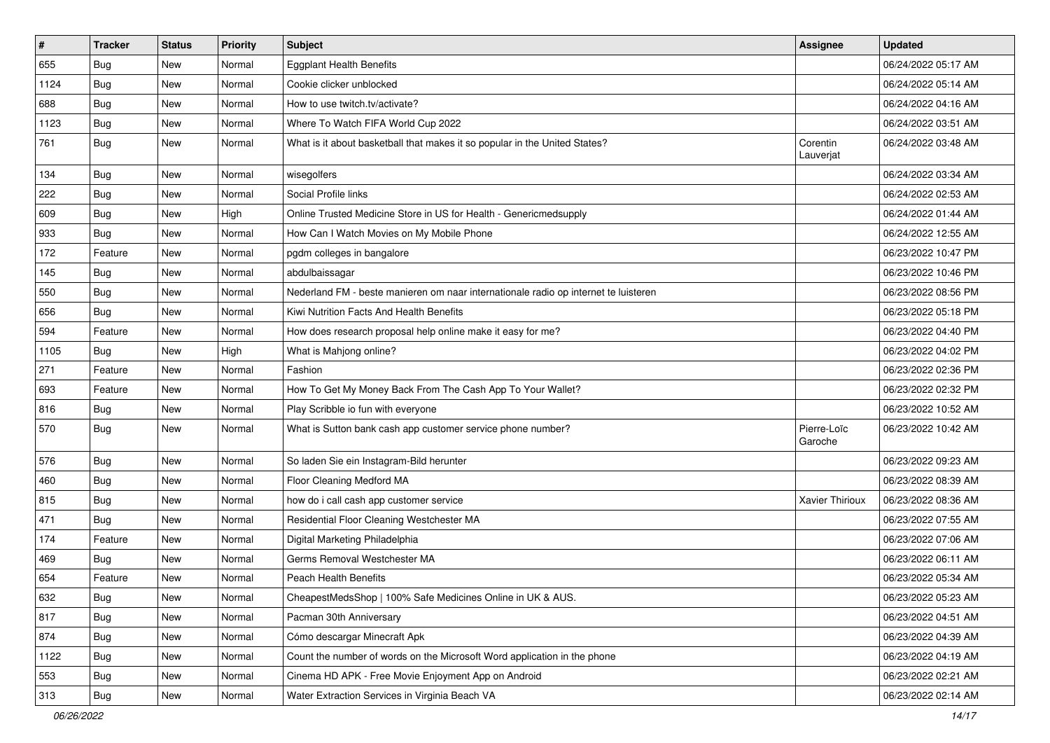| # | Tracker | Status | Priority | Subject | Assignee | Updated |
|---|---|---|---|---|---|---|
| 655 | Bug | New | Normal | Eggplant Health Benefits | | 06/24/2022 05:17 AM |
| 1124 | Bug | New | Normal | Cookie clicker unblocked | | 06/24/2022 05:14 AM |
| 688 | Bug | New | Normal | How to use twitch.tv/activate? | | 06/24/2022 04:16 AM |
| 1123 | Bug | New | Normal | Where To Watch FIFA World Cup 2022 | | 06/24/2022 03:51 AM |
| 761 | Bug | New | Normal | What is it about basketball that makes it so popular in the United States? | Corentin Lauverjat | 06/24/2022 03:48 AM |
| 134 | Bug | New | Normal | wisegolfers | | 06/24/2022 03:34 AM |
| 222 | Bug | New | Normal | Social Profile links | | 06/24/2022 02:53 AM |
| 609 | Bug | New | High | Online Trusted Medicine Store in US for Health - Genericmedsupply | | 06/24/2022 01:44 AM |
| 933 | Bug | New | Normal | How Can I Watch Movies on My Mobile Phone | | 06/24/2022 12:55 AM |
| 172 | Feature | New | Normal | pgdm colleges in bangalore | | 06/23/2022 10:47 PM |
| 145 | Bug | New | Normal | abdulbaissagar | | 06/23/2022 10:46 PM |
| 550 | Bug | New | Normal | Nederland FM - beste manieren om naar internationale radio op internet te luisteren | | 06/23/2022 08:56 PM |
| 656 | Bug | New | Normal | Kiwi Nutrition Facts And Health Benefits | | 06/23/2022 05:18 PM |
| 594 | Feature | New | Normal | How does research proposal help online make it easy for me? | | 06/23/2022 04:40 PM |
| 1105 | Bug | New | High | What is Mahjong online? | | 06/23/2022 04:02 PM |
| 271 | Feature | New | Normal | Fashion | | 06/23/2022 02:36 PM |
| 693 | Feature | New | Normal | How To Get My Money Back From The Cash App To Your Wallet? | | 06/23/2022 02:32 PM |
| 816 | Bug | New | Normal | Play Scribble io fun with everyone | | 06/23/2022 10:52 AM |
| 570 | Bug | New | Normal | What is Sutton bank cash app customer service phone number? | Pierre-Loïc Garoche | 06/23/2022 10:42 AM |
| 576 | Bug | New | Normal | So laden Sie ein Instagram-Bild herunter | | 06/23/2022 09:23 AM |
| 460 | Bug | New | Normal | Floor Cleaning Medford MA | | 06/23/2022 08:39 AM |
| 815 | Bug | New | Normal | how do i call cash app customer service | Xavier Thirioux | 06/23/2022 08:36 AM |
| 471 | Bug | New | Normal | Residential Floor Cleaning Westchester MA | | 06/23/2022 07:55 AM |
| 174 | Feature | New | Normal | Digital Marketing Philadelphia | | 06/23/2022 07:06 AM |
| 469 | Bug | New | Normal | Germs Removal Westchester MA | | 06/23/2022 06:11 AM |
| 654 | Feature | New | Normal | Peach Health Benefits | | 06/23/2022 05:34 AM |
| 632 | Bug | New | Normal | CheapestMedsShop \| 100% Safe Medicines Online in UK & AUS. | | 06/23/2022 05:23 AM |
| 817 | Bug | New | Normal | Pacman 30th Anniversary | | 06/23/2022 04:51 AM |
| 874 | Bug | New | Normal | Cómo descargar Minecraft Apk | | 06/23/2022 04:39 AM |
| 1122 | Bug | New | Normal | Count the number of words on the Microsoft Word application in the phone | | 06/23/2022 04:19 AM |
| 553 | Bug | New | Normal | Cinema HD APK - Free Movie Enjoyment App on Android | | 06/23/2022 02:21 AM |
| 313 | Bug | New | Normal | Water Extraction Services in Virginia Beach VA | | 06/23/2022 02:14 AM |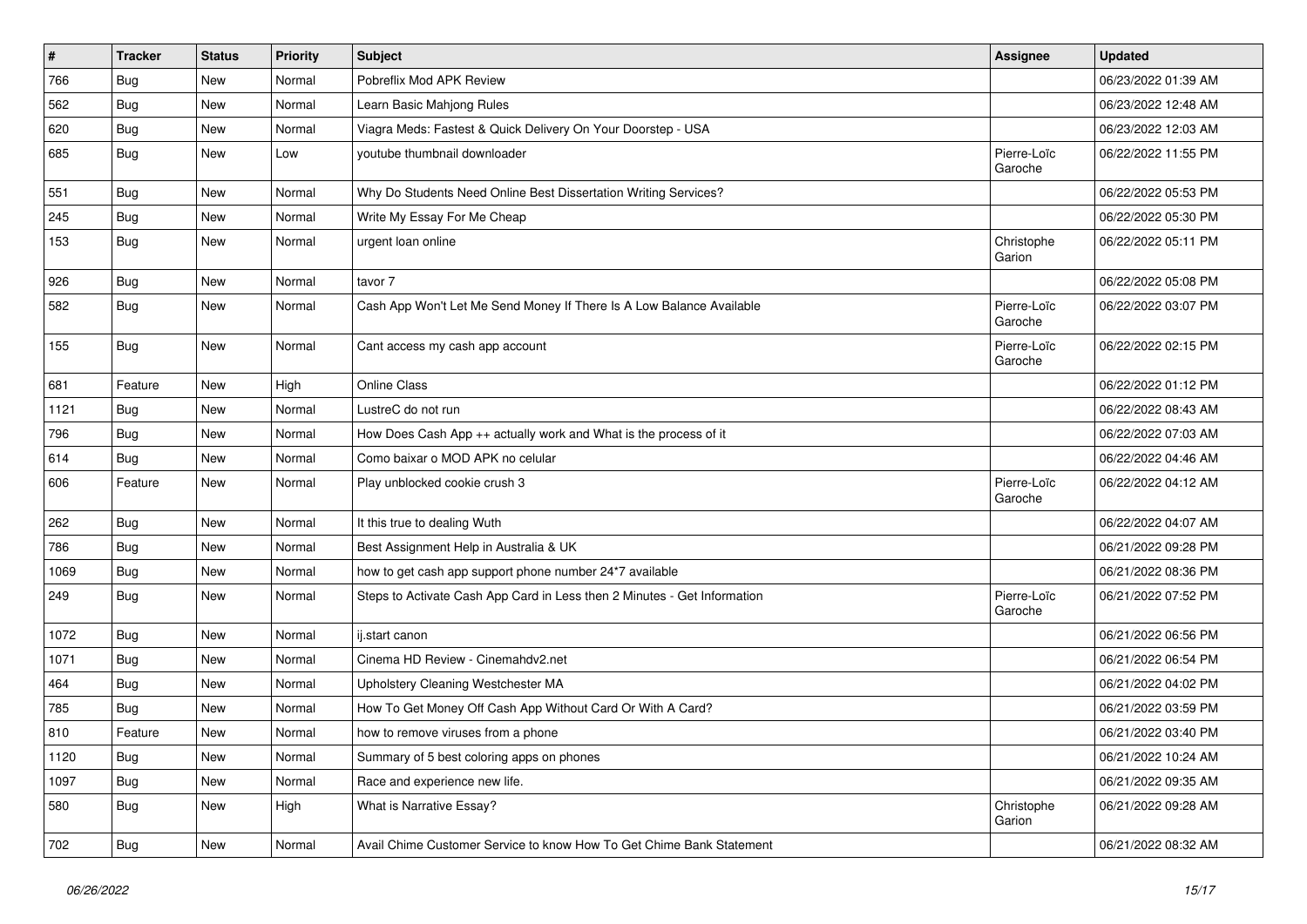| # | Tracker | Status | Priority | Subject | Assignee | Updated |
|---|---|---|---|---|---|---|
| 766 | Bug | New | Normal | Pobreflix Mod APK Review | | 06/23/2022 01:39 AM |
| 562 | Bug | New | Normal | Learn Basic Mahjong Rules | | 06/23/2022 12:48 AM |
| 620 | Bug | New | Normal | Viagra Meds: Fastest & Quick Delivery On Your Doorstep - USA | | 06/23/2022 12:03 AM |
| 685 | Bug | New | Low | youtube thumbnail downloader | Pierre-Loïc Garoche | 06/22/2022 11:55 PM |
| 551 | Bug | New | Normal | Why Do Students Need Online Best Dissertation Writing Services? | | 06/22/2022 05:53 PM |
| 245 | Bug | New | Normal | Write My Essay For Me Cheap | | 06/22/2022 05:30 PM |
| 153 | Bug | New | Normal | urgent loan online | Christophe Garion | 06/22/2022 05:11 PM |
| 926 | Bug | New | Normal | tavor 7 | | 06/22/2022 05:08 PM |
| 582 | Bug | New | Normal | Cash App Won't Let Me Send Money If There Is A Low Balance Available | Pierre-Loïc Garoche | 06/22/2022 03:07 PM |
| 155 | Bug | New | Normal | Cant access my cash app account | Pierre-Loïc Garoche | 06/22/2022 02:15 PM |
| 681 | Feature | New | High | Online Class | | 06/22/2022 01:12 PM |
| 1121 | Bug | New | Normal | LustreC do not run | | 06/22/2022 08:43 AM |
| 796 | Bug | New | Normal | How Does Cash App ++ actually work and What is the process of it | | 06/22/2022 07:03 AM |
| 614 | Bug | New | Normal | Como baixar o MOD APK no celular | | 06/22/2022 04:46 AM |
| 606 | Feature | New | Normal | Play unblocked cookie crush 3 | Pierre-Loïc Garoche | 06/22/2022 04:12 AM |
| 262 | Bug | New | Normal | It this true to dealing Wuth | | 06/22/2022 04:07 AM |
| 786 | Bug | New | Normal | Best Assignment Help in Australia & UK | | 06/21/2022 09:28 PM |
| 1069 | Bug | New | Normal | how to get cash app support phone number 24*7 available | | 06/21/2022 08:36 PM |
| 249 | Bug | New | Normal | Steps to Activate Cash App Card in Less then 2 Minutes - Get Information | Pierre-Loïc Garoche | 06/21/2022 07:52 PM |
| 1072 | Bug | New | Normal | ij.start canon | | 06/21/2022 06:56 PM |
| 1071 | Bug | New | Normal | Cinema HD Review - Cinemahdv2.net | | 06/21/2022 06:54 PM |
| 464 | Bug | New | Normal | Upholstery Cleaning Westchester MA | | 06/21/2022 04:02 PM |
| 785 | Bug | New | Normal | How To Get Money Off Cash App Without Card Or With A Card? | | 06/21/2022 03:59 PM |
| 810 | Feature | New | Normal | how to remove viruses from a phone | | 06/21/2022 03:40 PM |
| 1120 | Bug | New | Normal | Summary of 5 best coloring apps on phones | | 06/21/2022 10:24 AM |
| 1097 | Bug | New | Normal | Race and experience new life. | | 06/21/2022 09:35 AM |
| 580 | Bug | New | High | What is Narrative Essay? | Christophe Garion | 06/21/2022 09:28 AM |
| 702 | Bug | New | Normal | Avail Chime Customer Service to know How To Get Chime Bank Statement | | 06/21/2022 08:32 AM |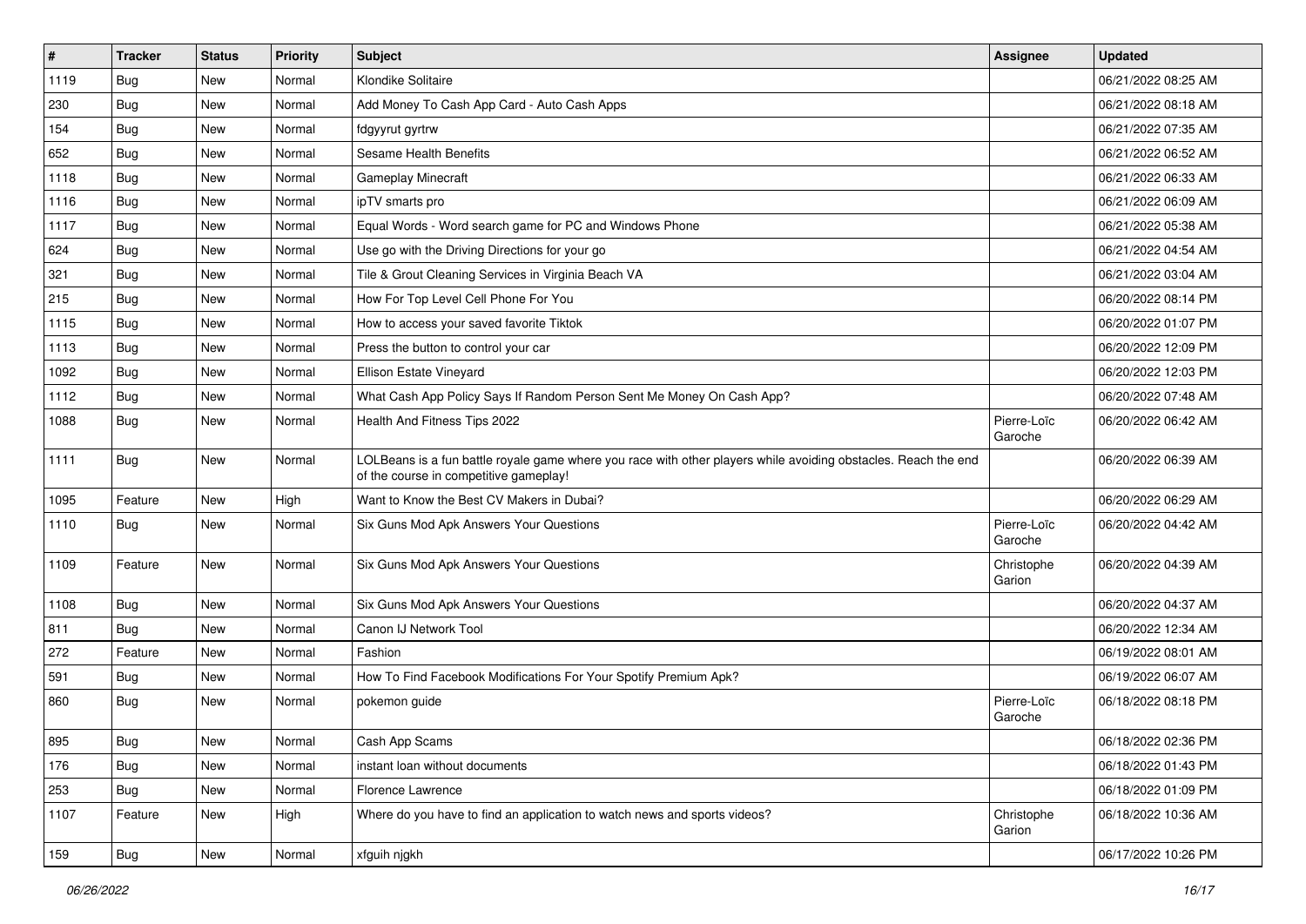| # | Tracker | Status | Priority | Subject | Assignee | Updated |
|---|---|---|---|---|---|---|
| 1119 | Bug | New | Normal | Klondike Solitaire | | 06/21/2022 08:25 AM |
| 230 | Bug | New | Normal | Add Money To Cash App Card - Auto Cash Apps | | 06/21/2022 08:18 AM |
| 154 | Bug | New | Normal | fdgyyrut gyrtrw | | 06/21/2022 07:35 AM |
| 652 | Bug | New | Normal | Sesame Health Benefits | | 06/21/2022 06:52 AM |
| 1118 | Bug | New | Normal | Gameplay Minecraft | | 06/21/2022 06:33 AM |
| 1116 | Bug | New | Normal | ipTV smarts pro | | 06/21/2022 06:09 AM |
| 1117 | Bug | New | Normal | Equal Words - Word search game for PC and Windows Phone | | 06/21/2022 05:38 AM |
| 624 | Bug | New | Normal | Use go with the Driving Directions for your go | | 06/21/2022 04:54 AM |
| 321 | Bug | New | Normal | Tile & Grout Cleaning Services in Virginia Beach VA | | 06/21/2022 03:04 AM |
| 215 | Bug | New | Normal | How For Top Level Cell Phone For You | | 06/20/2022 08:14 PM |
| 1115 | Bug | New | Normal | How to access your saved favorite Tiktok | | 06/20/2022 01:07 PM |
| 1113 | Bug | New | Normal | Press the button to control your car | | 06/20/2022 12:09 PM |
| 1092 | Bug | New | Normal | Ellison Estate Vineyard | | 06/20/2022 12:03 PM |
| 1112 | Bug | New | Normal | What Cash App Policy Says If Random Person Sent Me Money On Cash App? | | 06/20/2022 07:48 AM |
| 1088 | Bug | New | Normal | Health And Fitness Tips 2022 | Pierre-Loïc Garoche | 06/20/2022 06:42 AM |
| 1111 | Bug | New | Normal | LOLBeans is a fun battle royale game where you race with other players while avoiding obstacles. Reach the end of the course in competitive gameplay! | | 06/20/2022 06:39 AM |
| 1095 | Feature | New | High | Want to Know the Best CV Makers in Dubai? | | 06/20/2022 06:29 AM |
| 1110 | Bug | New | Normal | Six Guns Mod Apk Answers Your Questions | Pierre-Loïc Garoche | 06/20/2022 04:42 AM |
| 1109 | Feature | New | Normal | Six Guns Mod Apk Answers Your Questions | Christophe Garion | 06/20/2022 04:39 AM |
| 1108 | Bug | New | Normal | Six Guns Mod Apk Answers Your Questions | | 06/20/2022 04:37 AM |
| 811 | Bug | New | Normal | Canon IJ Network Tool | | 06/20/2022 12:34 AM |
| 272 | Feature | New | Normal | Fashion | | 06/19/2022 08:01 AM |
| 591 | Bug | New | Normal | How To Find Facebook Modifications For Your Spotify Premium Apk? | | 06/19/2022 06:07 AM |
| 860 | Bug | New | Normal | pokemon guide | Pierre-Loïc Garoche | 06/18/2022 08:18 PM |
| 895 | Bug | New | Normal | Cash App Scams | | 06/18/2022 02:36 PM |
| 176 | Bug | New | Normal | instant loan without documents | | 06/18/2022 01:43 PM |
| 253 | Bug | New | Normal | Florence Lawrence | | 06/18/2022 01:09 PM |
| 1107 | Feature | New | High | Where do you have to find an application to watch news and sports videos? | Christophe Garion | 06/18/2022 10:36 AM |
| 159 | Bug | New | Normal | xfguih njgkh | | 06/17/2022 10:26 PM |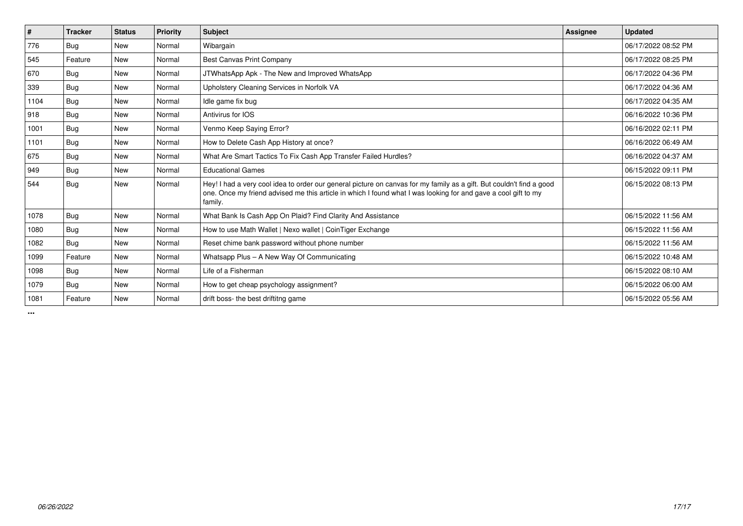| # | Tracker | Status | Priority | Subject | Assignee | Updated |
|---|---|---|---|---|---|---|
| 776 | Bug | New | Normal | Wibargain | | 06/17/2022 08:52 PM |
| 545 | Feature | New | Normal | Best Canvas Print Company | | 06/17/2022 08:25 PM |
| 670 | Bug | New | Normal | JTWhatsApp Apk - The New and Improved WhatsApp | | 06/17/2022 04:36 PM |
| 339 | Bug | New | Normal | Upholstery Cleaning Services in Norfolk VA | | 06/17/2022 04:36 AM |
| 1104 | Bug | New | Normal | Idle game fix bug | | 06/17/2022 04:35 AM |
| 918 | Bug | New | Normal | Antivirus for IOS | | 06/16/2022 10:36 PM |
| 1001 | Bug | New | Normal | Venmo Keep Saying Error? | | 06/16/2022 02:11 PM |
| 1101 | Bug | New | Normal | How to Delete Cash App History at once? | | 06/16/2022 06:49 AM |
| 675 | Bug | New | Normal | What Are Smart Tactics To Fix Cash App Transfer Failed Hurdles? | | 06/16/2022 04:37 AM |
| 949 | Bug | New | Normal | Educational Games | | 06/15/2022 09:11 PM |
| 544 | Bug | New | Normal | Hey! I had a very cool idea to order our general picture on canvas for my family as a gift. But couldn't find a good one. Once my friend advised me this article in which I found what I was looking for and gave a cool gift to my family. | | 06/15/2022 08:13 PM |
| 1078 | Bug | New | Normal | What Bank Is Cash App On Plaid? Find Clarity And Assistance | | 06/15/2022 11:56 AM |
| 1080 | Bug | New | Normal | How to use Math Wallet \| Nexo wallet \| CoinTiger Exchange | | 06/15/2022 11:56 AM |
| 1082 | Bug | New | Normal | Reset chime bank password without phone number | | 06/15/2022 11:56 AM |
| 1099 | Feature | New | Normal | Whatsapp Plus – A New Way Of Communicating | | 06/15/2022 10:48 AM |
| 1098 | Bug | New | Normal | Life of a Fisherman | | 06/15/2022 08:10 AM |
| 1079 | Bug | New | Normal | How to get cheap psychology assignment? | | 06/15/2022 06:00 AM |
| 1081 | Feature | New | Normal | drift boss- the best driftitng game | | 06/15/2022 05:56 AM |

...